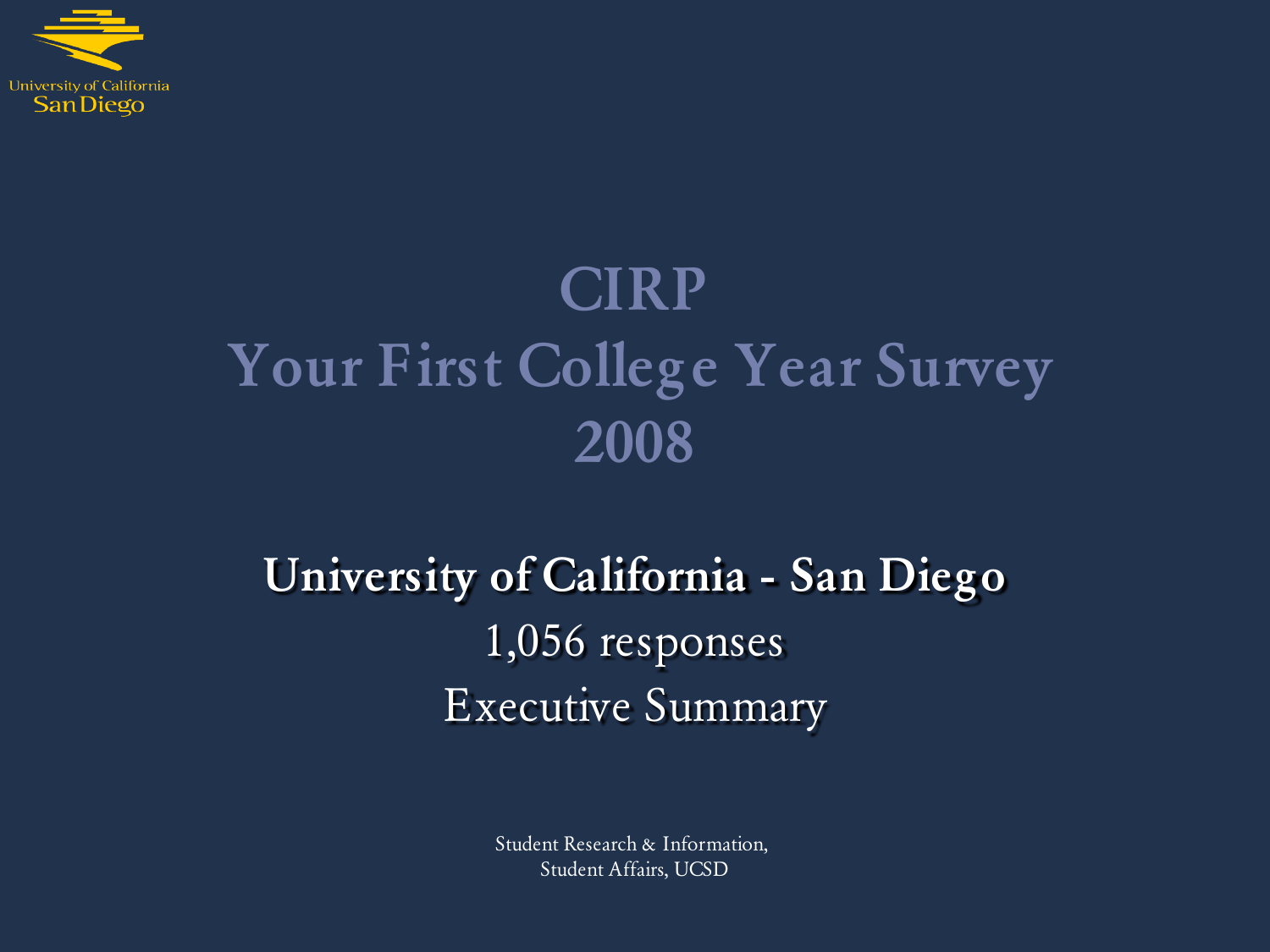# CIRP Your First College Year Survey 2008

## University of California - San Diego

1,056 responses

Executive Summary

Student Research & Information, Student Affairs, UCSD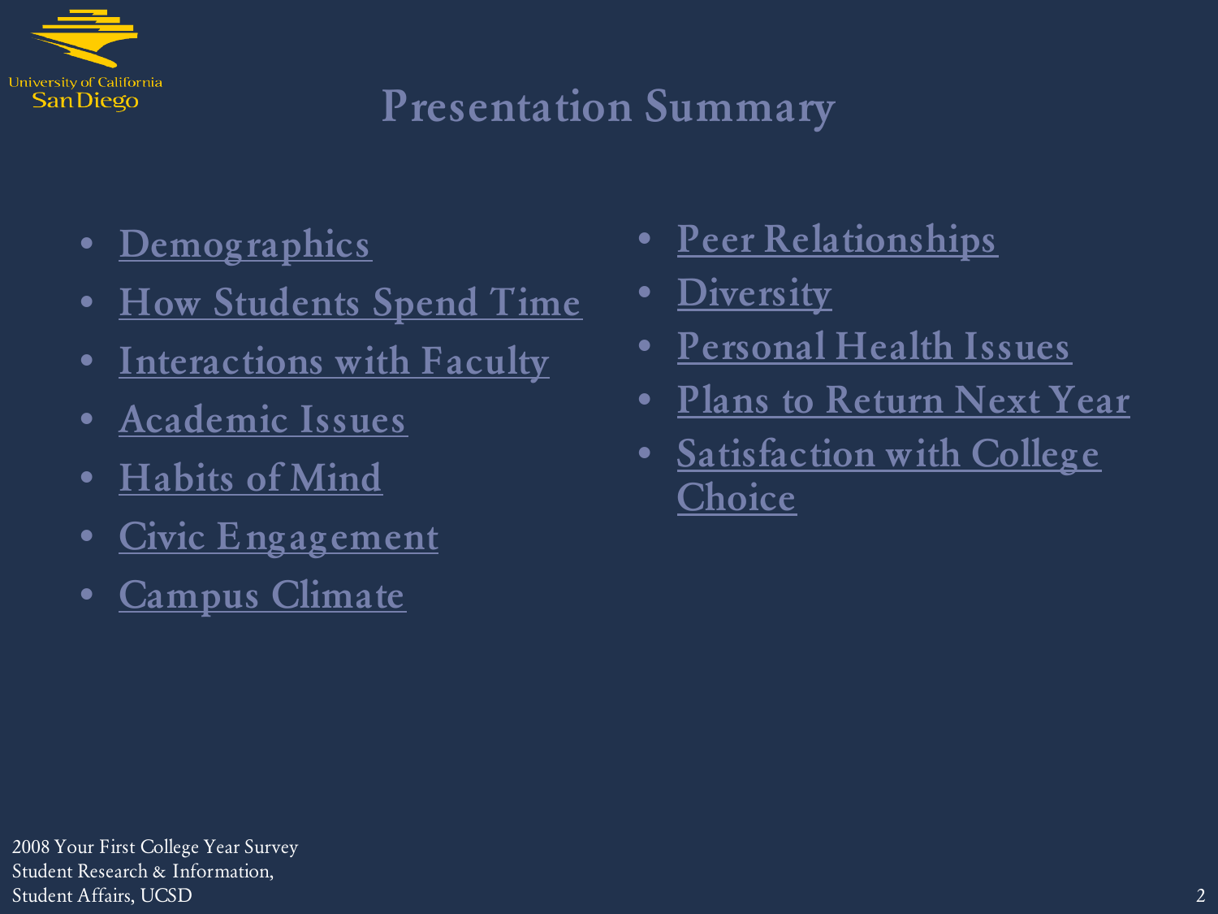# Presentation Summary

- Demographics
- How Students Spend Time
- Interactions with Faculty
- Academic Issues
- Habits of Mind
- Civic Engagement
- Campus Climate
- Peer Relationships
- Diversity
- Personal Health Issues
- Plans to Return Next Year
- Satisfaction with College Choice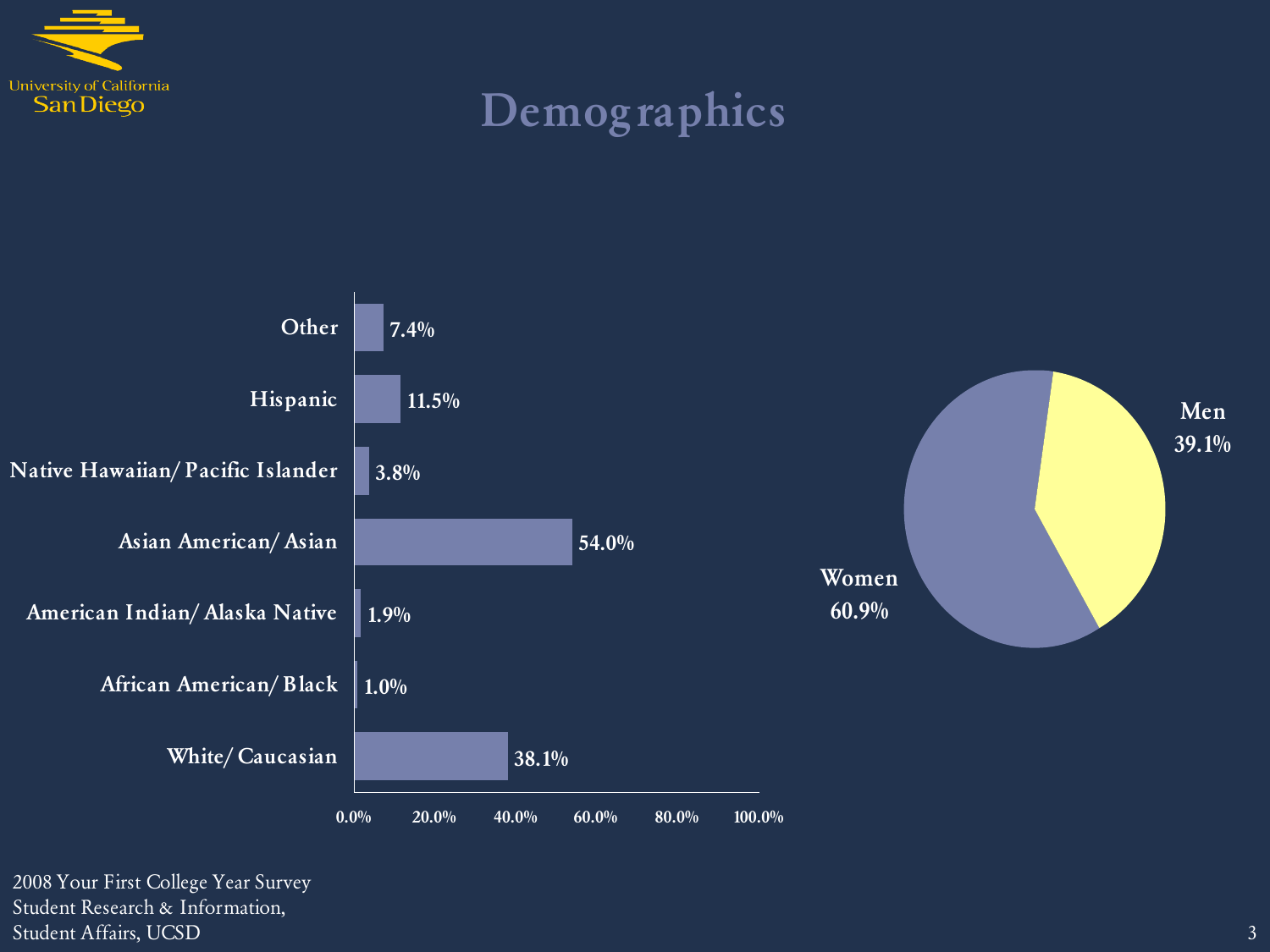# Demographics

| Race/Ethnicity | Percent |
| --- | --- |
| Other | 7.4% |
| Hispanic | 11.5% |
| Native Hawaiian/ Pacific Islander | 3.8% |
| Asian American/ Asian | 54.0% |
| American Indian/ Alaska Native | 1.9% |
| African American/ Black | 1.0% |
| White/ Caucasian | 38.1% |

| Gender | Percent |
| --- | --- |
| Men | 39.1% |
| Women | 60.9% |

2008 Your First College Year Survey
Student Research & Information,
Student Affairs, UCSD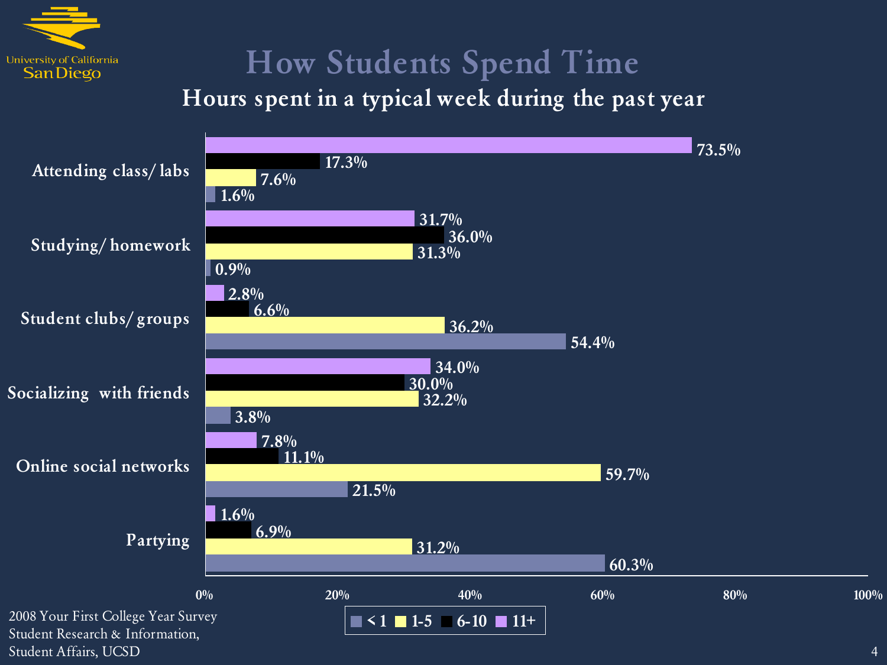# How Students Spend Time

## Hours spent in a typical week during the past year

| | < 1 | 1-5 | 6-10 | 11+ |
|---|---|---|---|---|
| Attending class/ labs | 1.6% | 7.6% | 17.3% | 73.5% |
| Studying/ homework | 0.9% | 31.3% | 36.0% | 31.7% |
| Student clubs/ groups | 54.4% | 36.2% | 6.6% | 2.8% |
| Socializing with friends | 3.8% | 32.2% | 30.0% | 34.0% |
| Online social networks | 21.5% | 59.7% | 11.1% | 7.8% |
| Partying | 60.3% | 31.2% | 6.9% | 1.6% |

2008 Your First College Year Survey
Student Research & Information,
Student Affairs, UCSD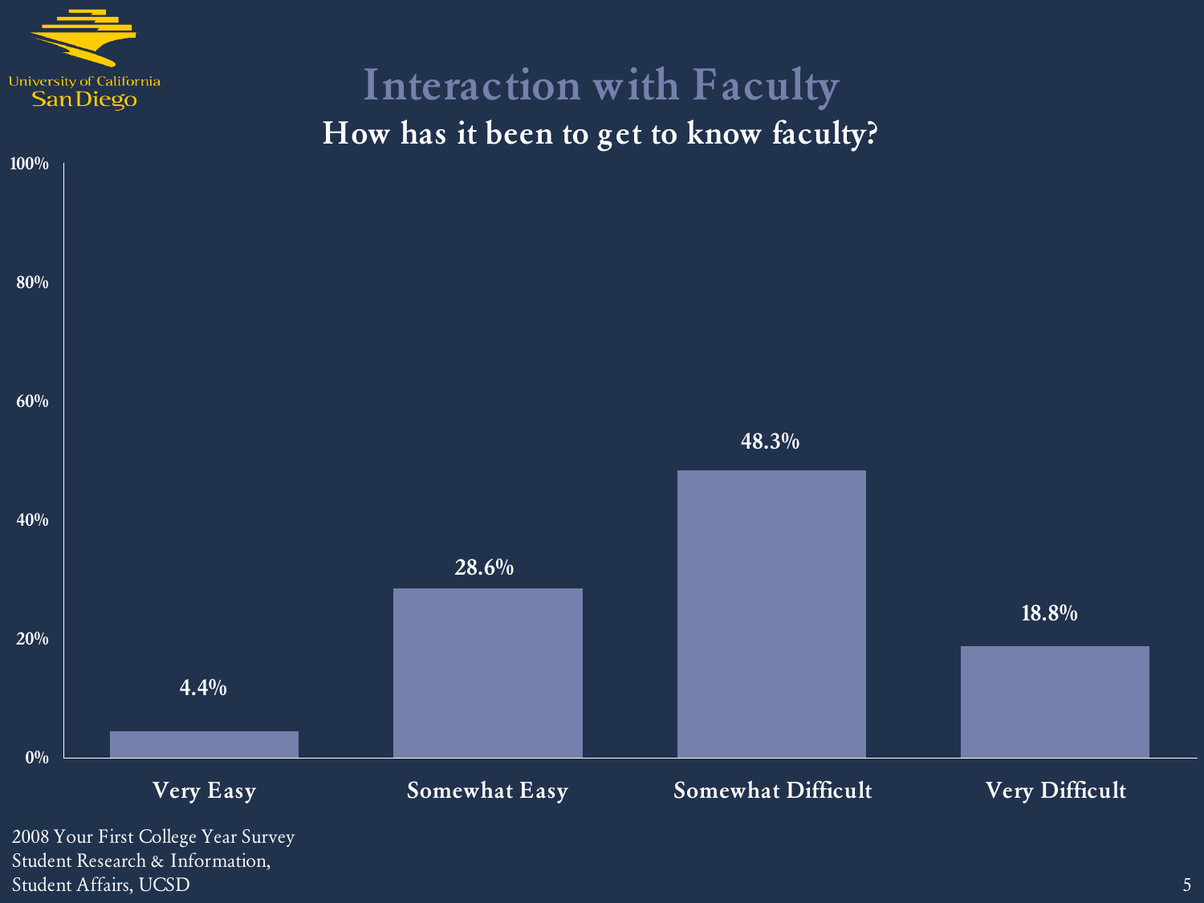# Interaction with Faculty

## How has it been to get to know faculty?

| Response | Percentage |
|---|---|
| Very Easy | 4.4% |
| Somewhat Easy | 28.6% |
| Somewhat Difficult | 48.3% |
| Very Difficult | 18.8% |

2008 Your First College Year Survey
Student Research & Information,
Student Affairs, UCSD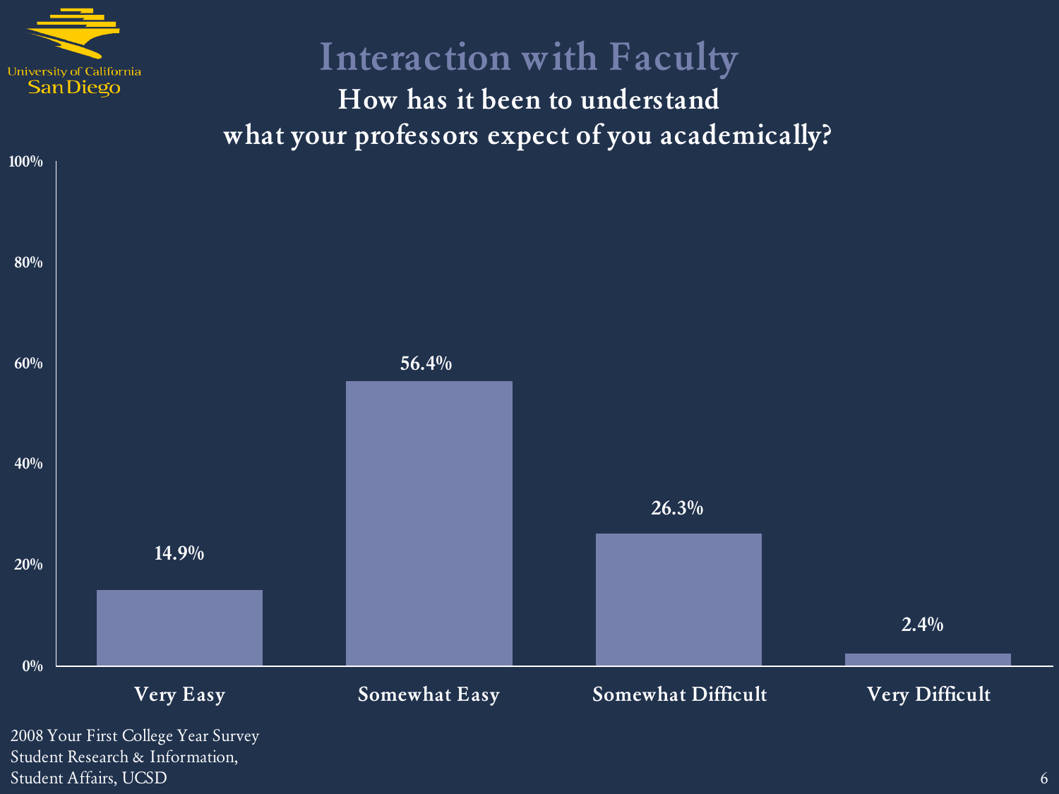# Interaction with Faculty

## How has it been to understand what your professors expect of you academically?

| Response | Percentage |
|---|---|
| Very Easy | 14.9% |
| Somewhat Easy | 56.4% |
| Somewhat Difficult | 26.3% |
| Very Difficult | 2.4% |

2008 Your First College Year Survey
Student Research & Information,
Student Affairs, UCSD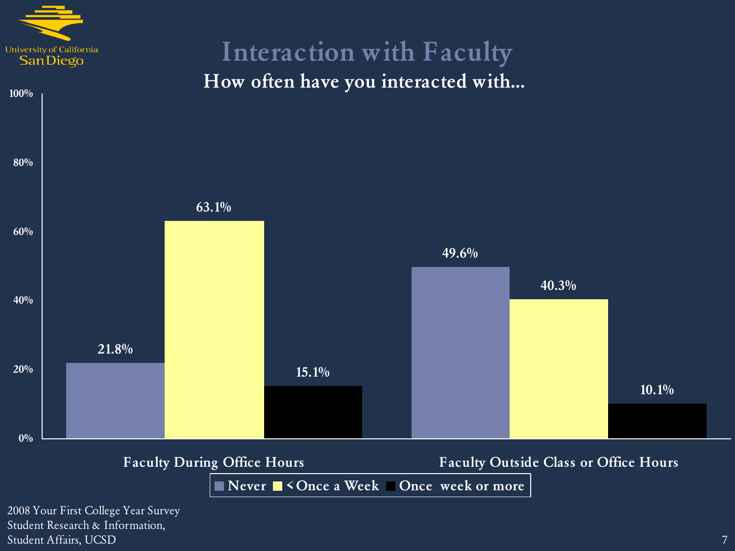# Interaction with Faculty

## How often have you interacted with...

| | Never | < Once a Week | Once week or more |
|---|---|---|---|
| Faculty During Office Hours | 21.8% | 63.1% | 15.1% |
| Faculty Outside Class or Office Hours | 49.6% | 40.3% | 10.1% |

2008 Your First College Year Survey
Student Research & Information,
Student Affairs, UCSD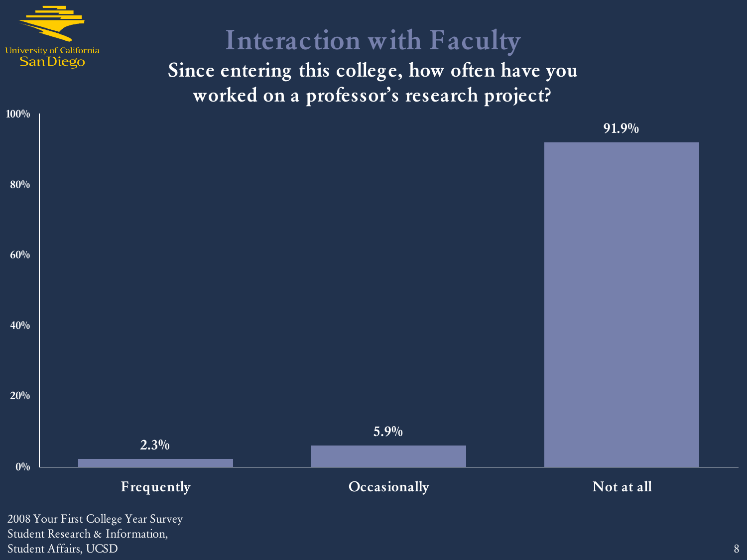# Interaction with Faculty

## Since entering this college, how often have you worked on a professor's research project?

| Response | Percent |
| --- | --- |
| Frequently | 2.3% |
| Occasionally | 5.9% |
| Not at all | 91.9% |

2008 Your First College Year Survey
Student Research & Information,
Student Affairs, UCSD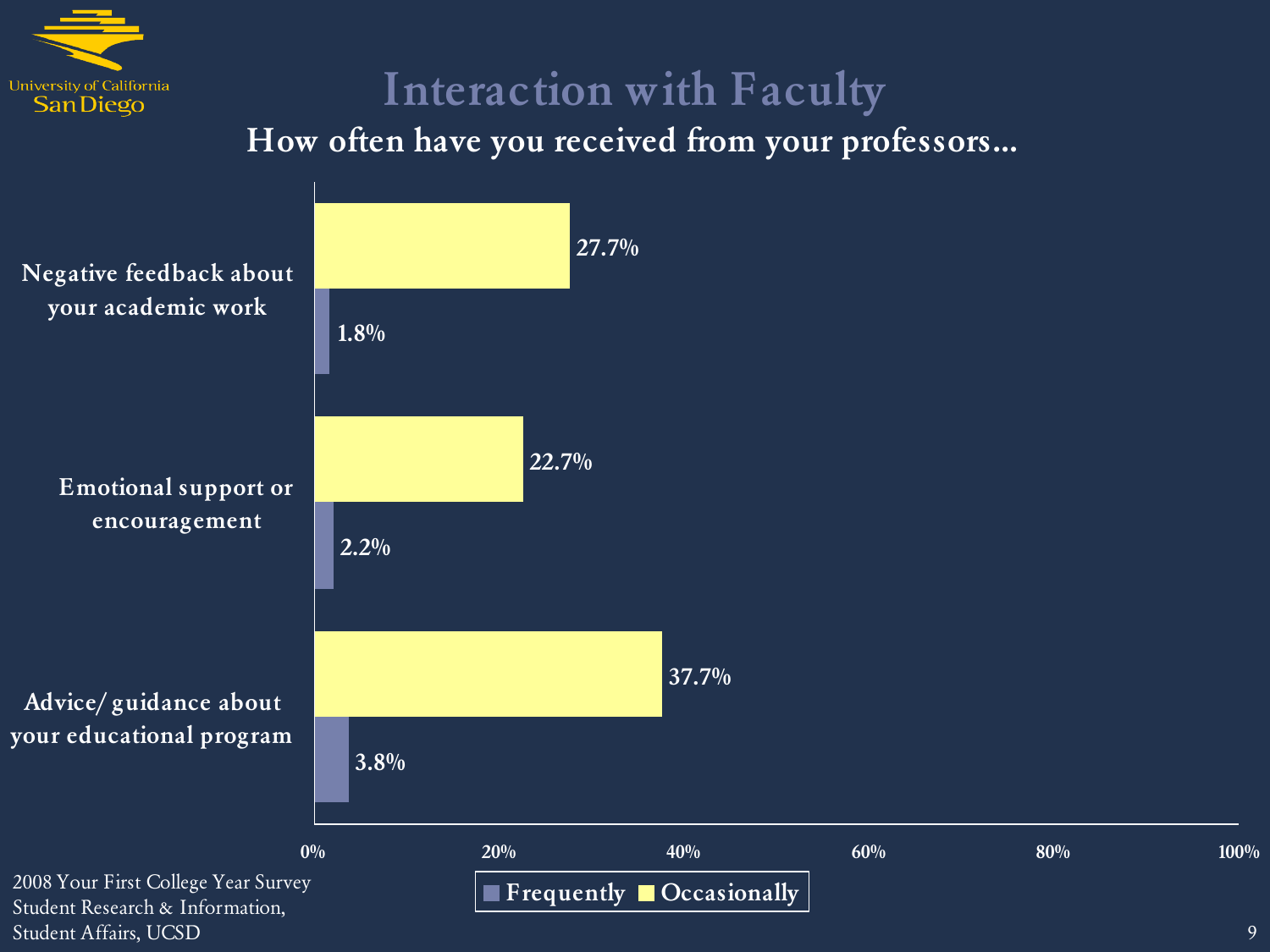# Interaction with Faculty

## How often have you received from your professors…

| | Frequently | Occasionally |
|---|---|---|
| Negative feedback about your academic work | 1.8% | 27.7% |
| Emotional support or encouragement | 2.2% | 22.7% |
| Advice/ guidance about your educational program | 3.8% | 37.7% |

2008 Your First College Year Survey
Student Research & Information,
Student Affairs, UCSD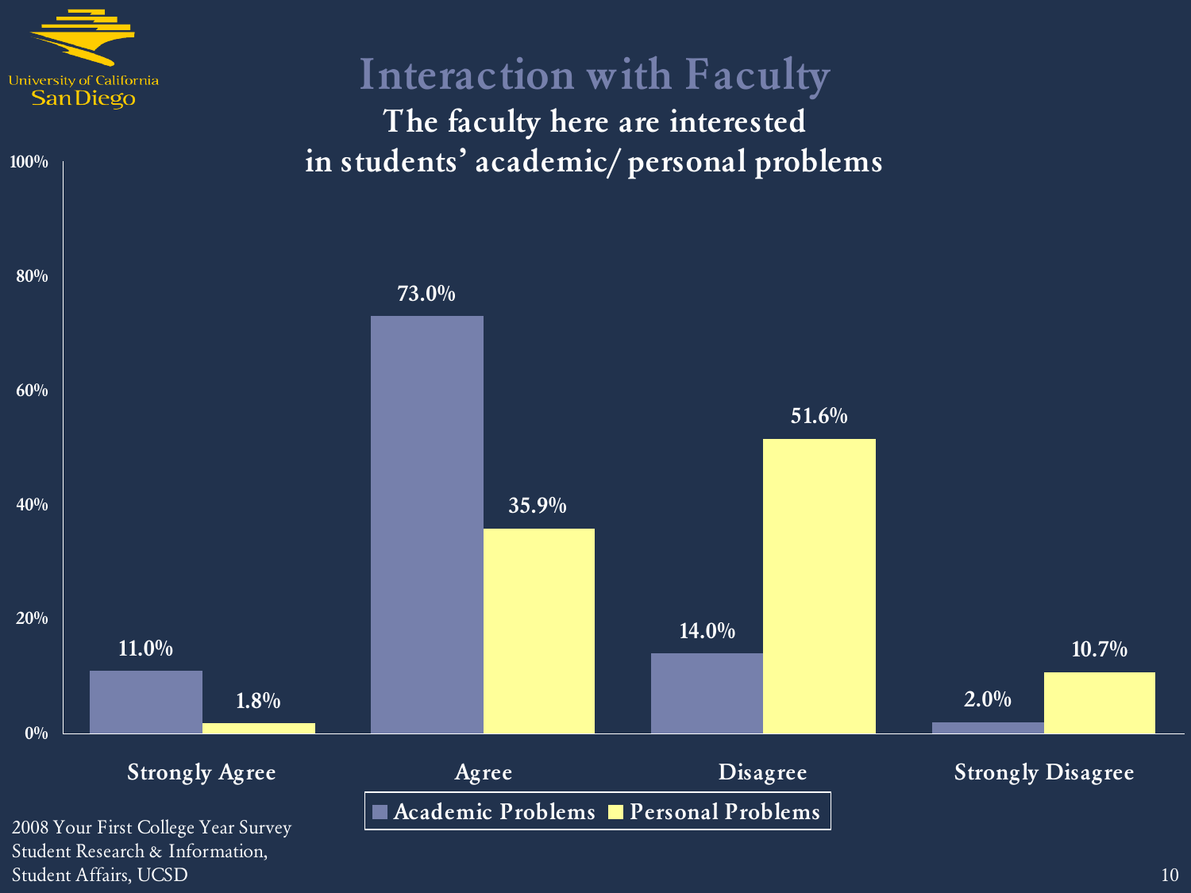# Interaction with Faculty

## The faculty here are interested in students' academic/ personal problems

| | Strongly Agree | Agree | Disagree | Strongly Disagree |
|---|---|---|---|---|
| Academic Problems | 11.0% | 73.0% | 14.0% | 2.0% |
| Personal Problems | 1.8% | 35.9% | 51.6% | 10.7% |

2008 Your First College Year Survey
Student Research & Information,
Student Affairs, UCSD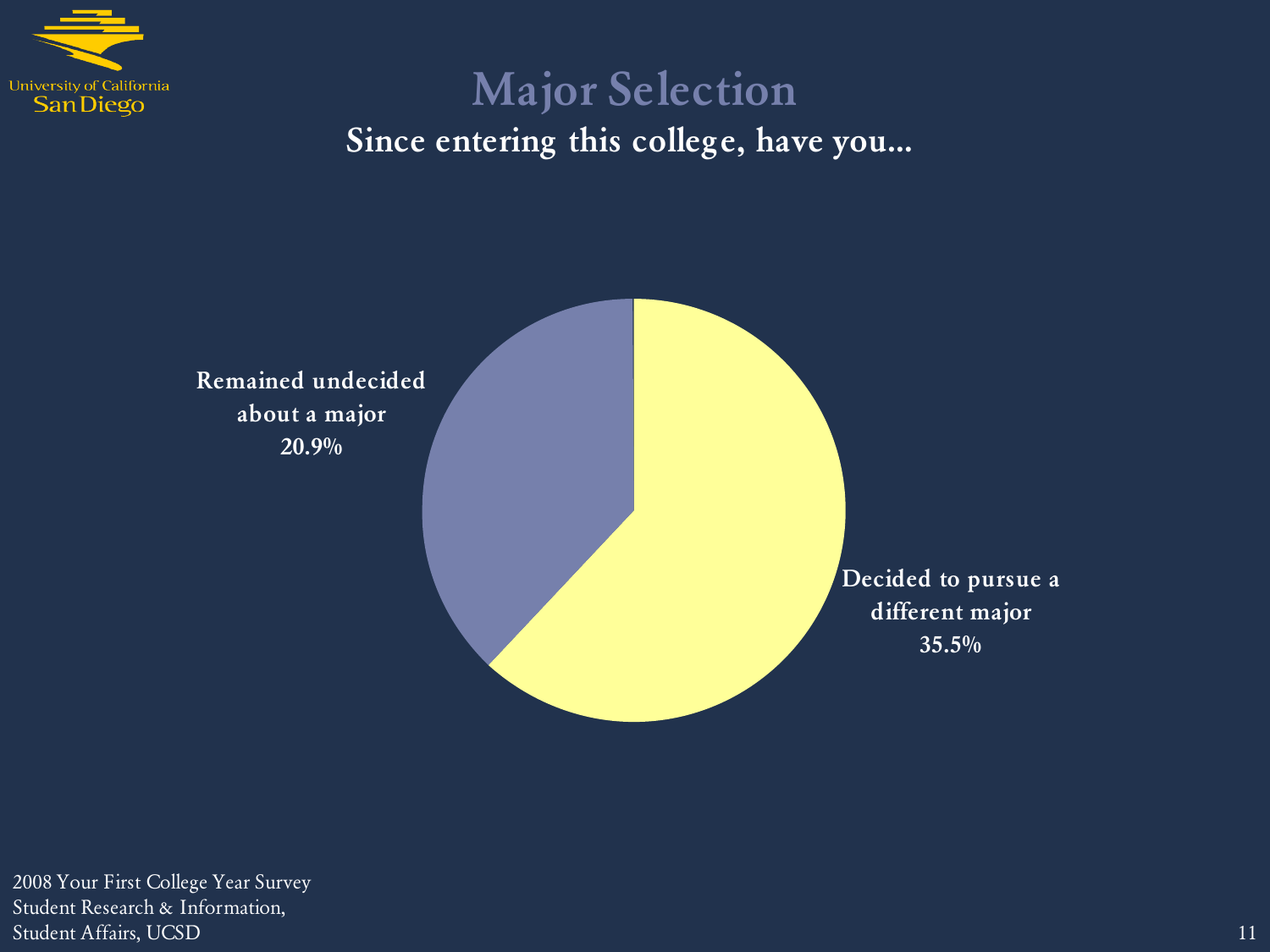# Major Selection

**Since entering this college, have you...**

**Remained undecided about a major 20.9%**

**Decided to pursue a different major 35.5%**

2008 Your First College Year Survey
Student Research & Information,
Student Affairs, UCSD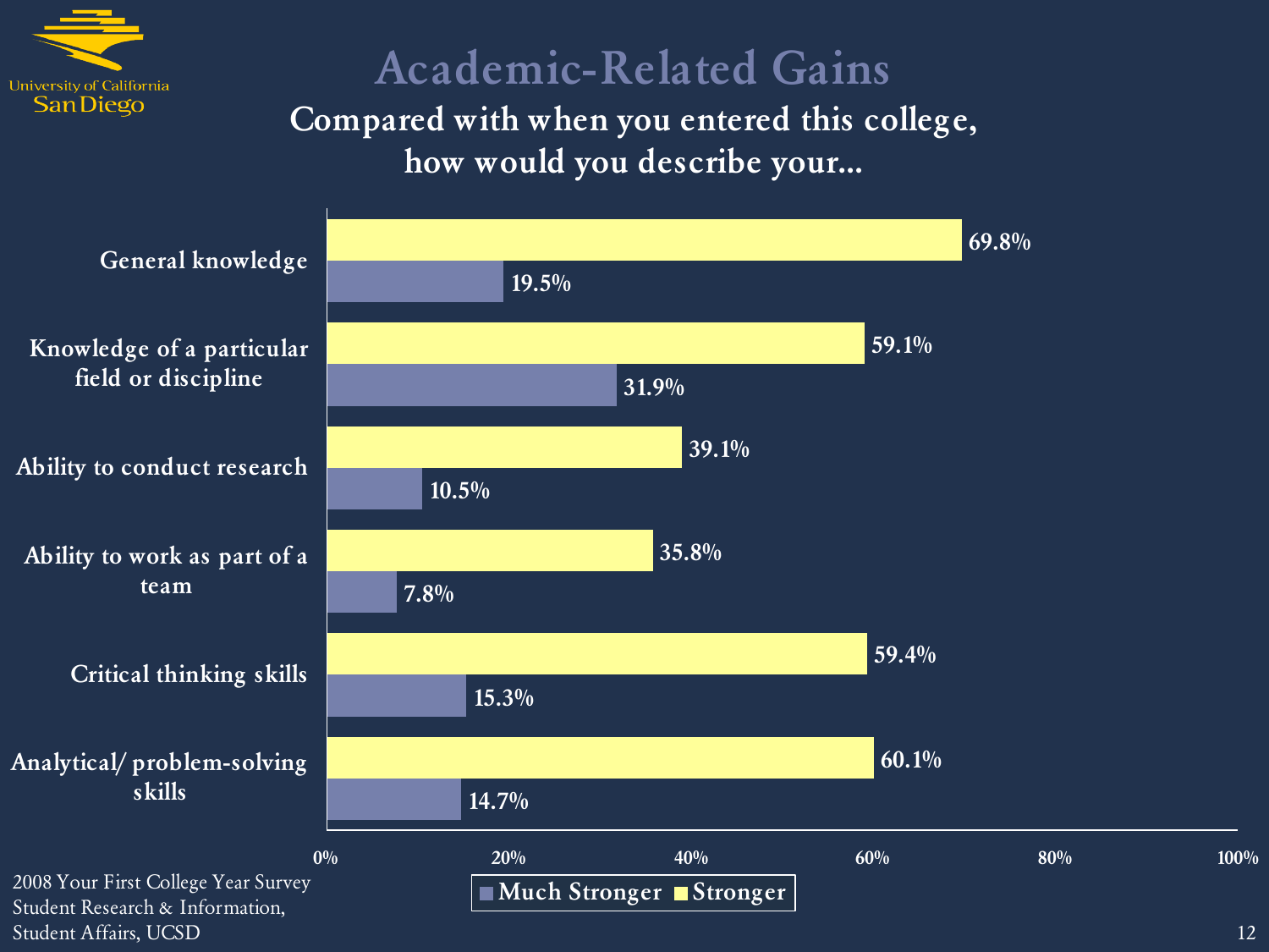# Academic-Related Gains

## Compared with when you entered this college, how would you describe your...

| | Stronger | Much Stronger |
|---|---|---|
| General knowledge | 69.8% | 19.5% |
| Knowledge of a particular field or discipline | 59.1% | 31.9% |
| Ability to conduct research | 39.1% | 10.5% |
| Ability to work as part of a team | 35.8% | 7.8% |
| Critical thinking skills | 59.4% | 15.3% |
| Analytical/ problem-solving skills | 60.1% | 14.7% |

2008 Your First College Year Survey
Student Research & Information,
Student Affairs, UCSD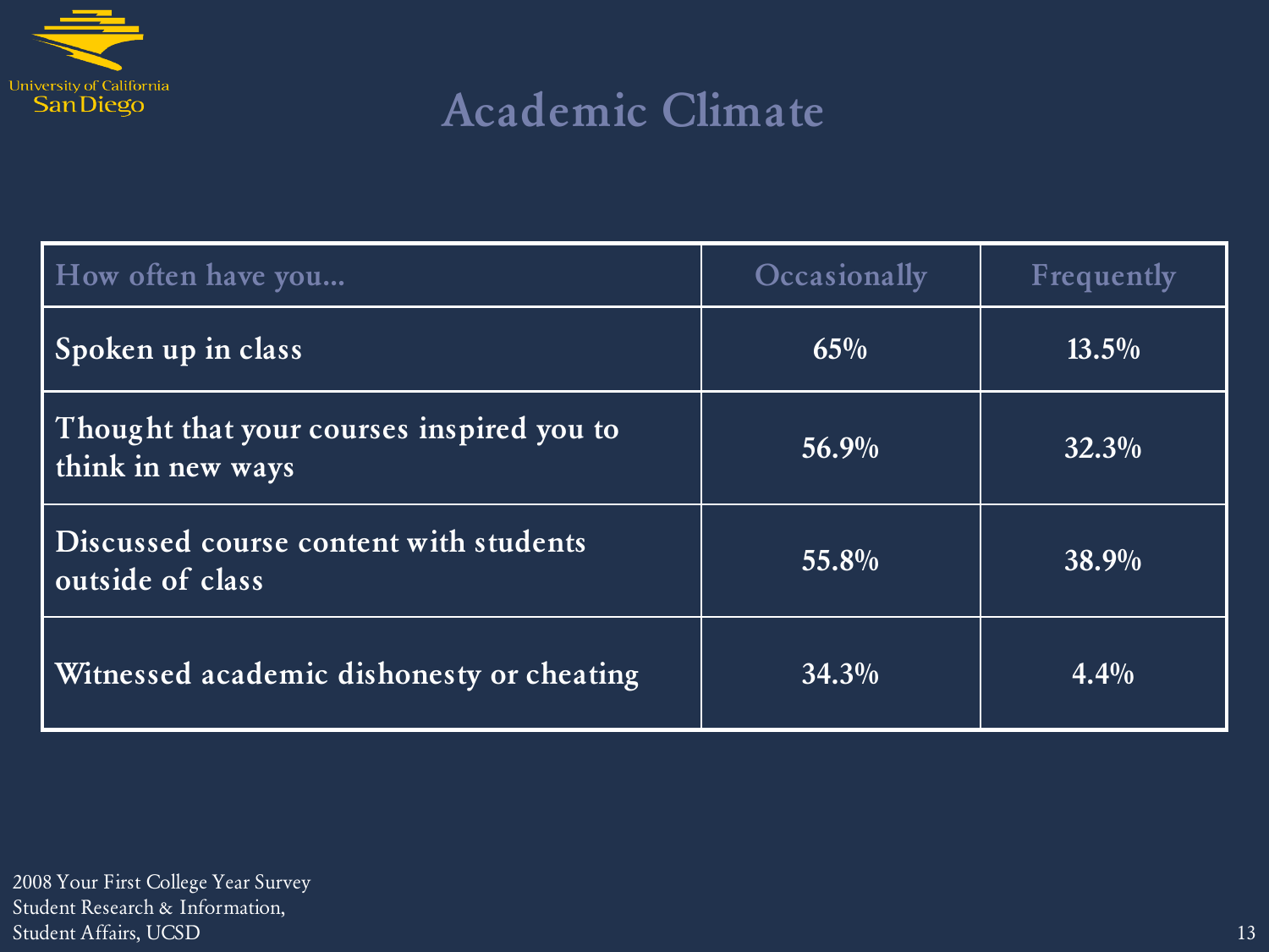# Academic Climate

| How often have you... | Occasionally | Frequently |
|---|---|---|
| Spoken up in class | 65% | 13.5% |
| Thought that your courses inspired you to think in new ways | 56.9% | 32.3% |
| Discussed course content with students outside of class | 55.8% | 38.9% |
| Witnessed academic dishonesty or cheating | 34.3% | 4.4% |

2008 Your First College Year Survey
Student Research & Information,
Student Affairs, UCSD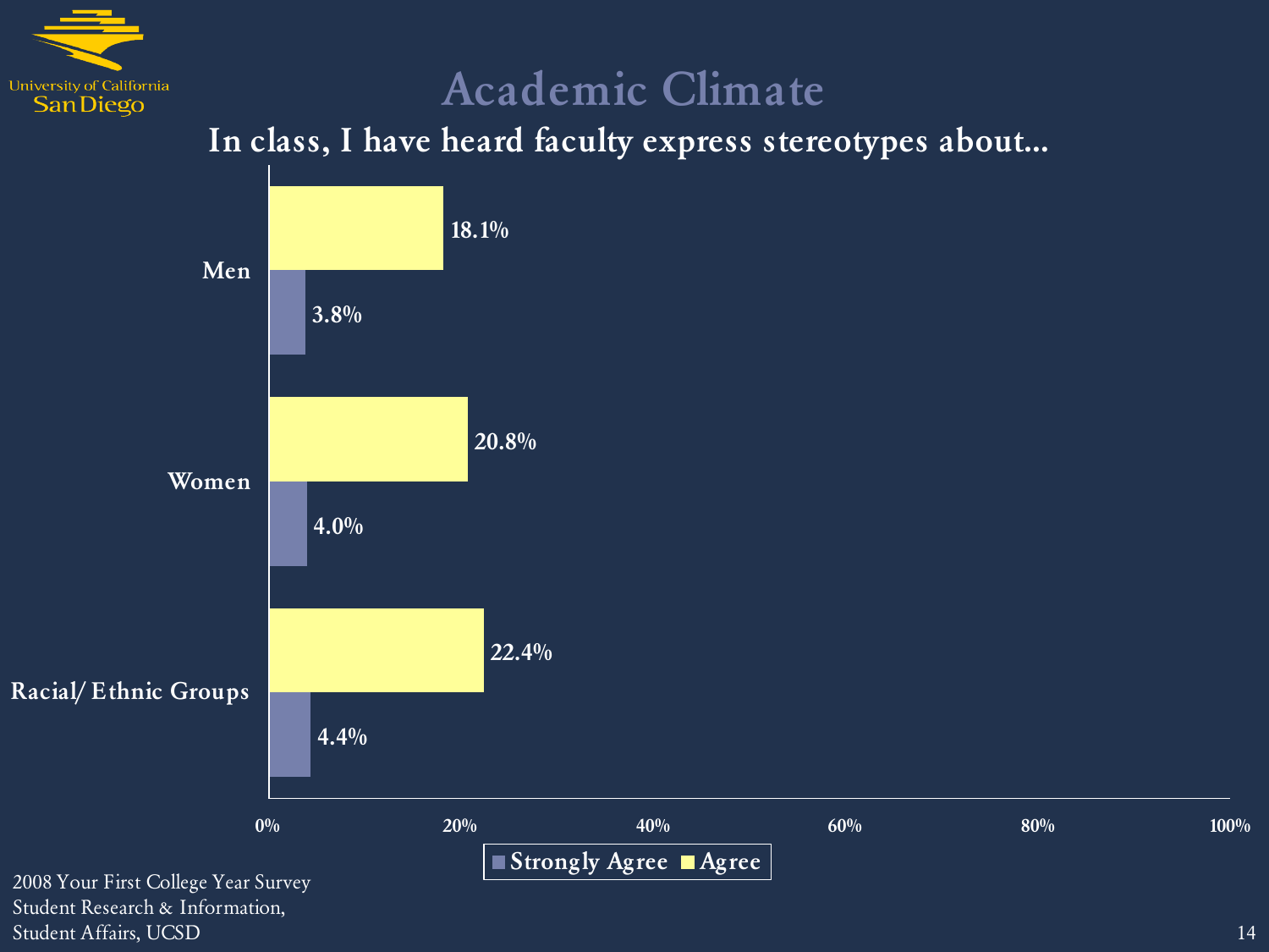# Academic Climate

## In class, I have heard faculty express stereotypes about...

| | Strongly Agree | Agree |
|---|---|---|
| Men | 3.8% | 18.1% |
| Women | 4.0% | 20.8% |
| Racial/ Ethnic Groups | 4.4% | 22.4% |

2008 Your First College Year Survey
Student Research & Information,
Student Affairs, UCSD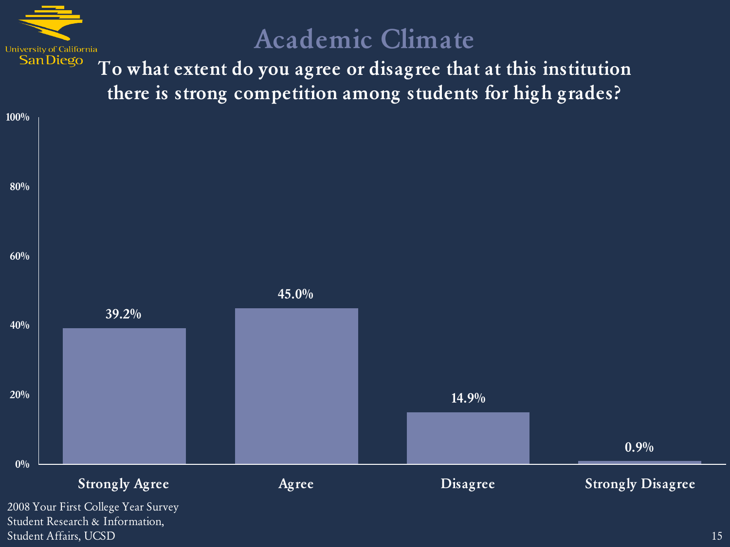# Academic Climate

## To what extent do you agree or disagree that at this institution there is strong competition among students for high grades?

| Response | Percentage |
| --- | --- |
| Strongly Agree | 39.2% |
| Agree | 45.0% |
| Disagree | 14.9% |
| Strongly Disagree | 0.9% |

2008 Your First College Year Survey
Student Research & Information,
Student Affairs, UCSD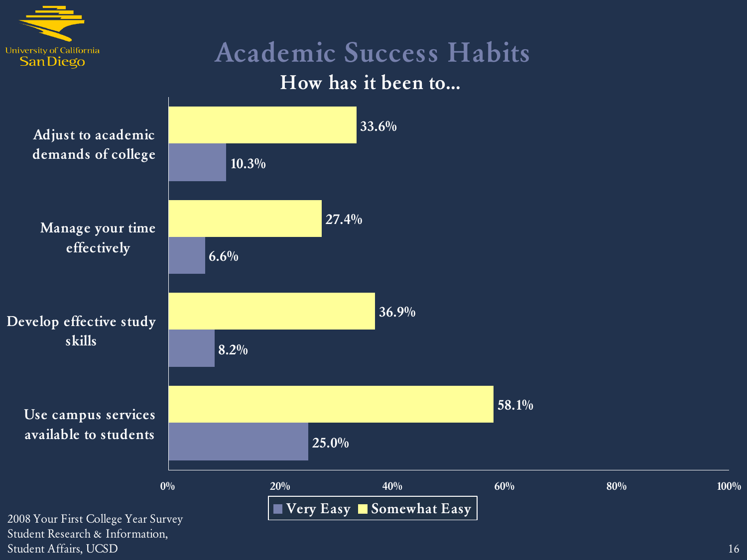# Academic Success Habits

## How has it been to...

| | Very Easy | Somewhat Easy |
|---|---|---|
| Adjust to academic demands of college | 10.3% | 33.6% |
| Manage your time effectively | 6.6% | 27.4% |
| Develop effective study skills | 8.2% | 36.9% |
| Use campus services available to students | 25.0% | 58.1% |

2008 Your First College Year Survey
Student Research & Information,
Student Affairs, UCSD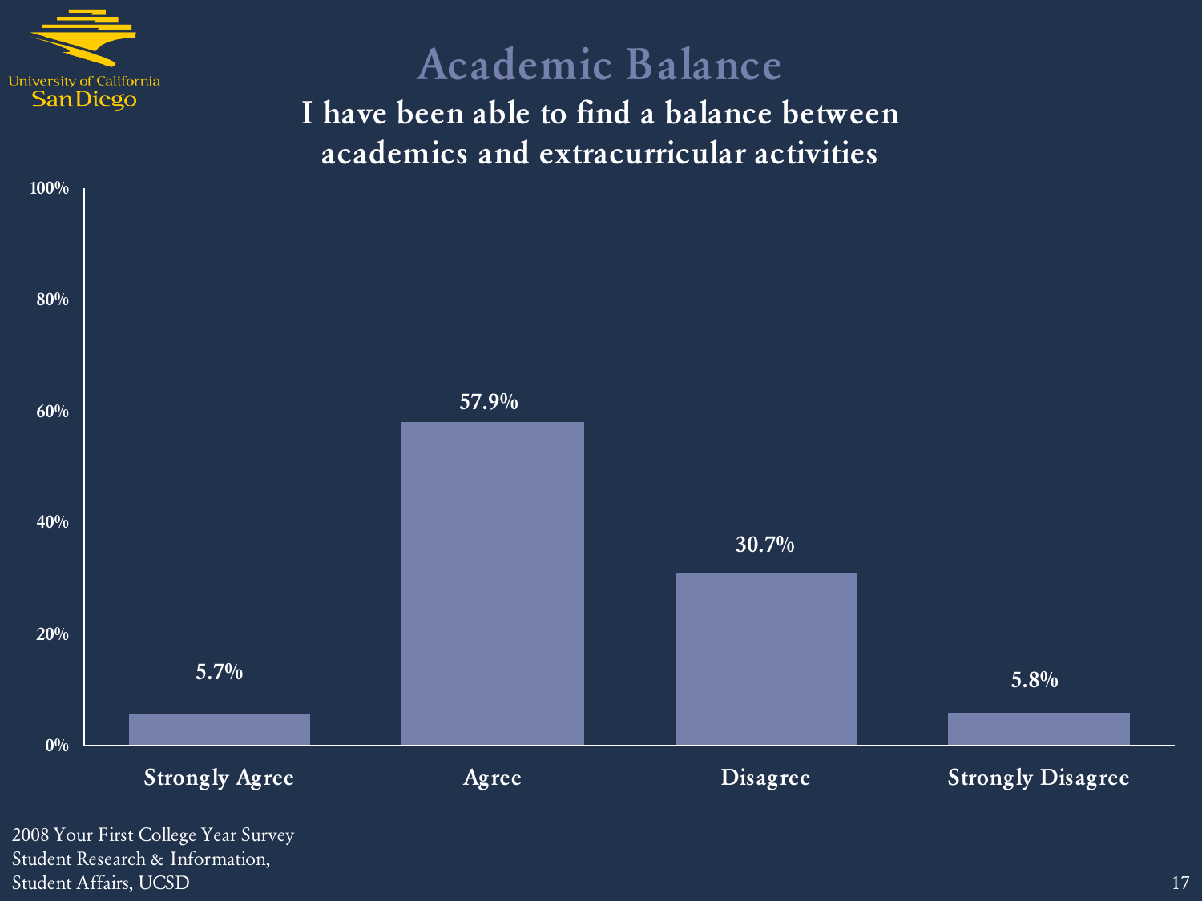# Academic Balance

## I have been able to find a balance between academics and extracurricular activities

| Response | Percentage |
| --- | --- |
| Strongly Agree | 5.7% |
| Agree | 57.9% |
| Disagree | 30.7% |
| Strongly Disagree | 5.8% |

2008 Your First College Year Survey
Student Research & Information,
Student Affairs, UCSD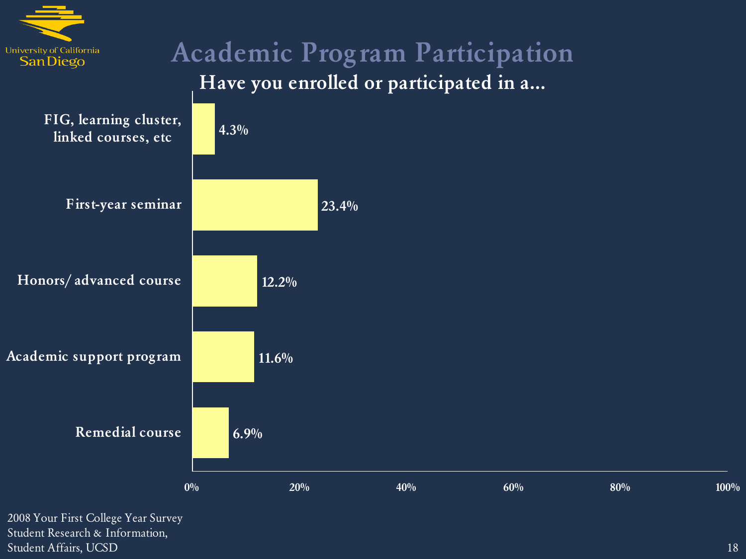# Academic Program Participation

## Have you enrolled or participated in a...

| Program | Percent |
|---|---|
| FIG, learning cluster, linked courses, etc | 4.3% |
| First-year seminar | 23.4% |
| Honors/ advanced course | 12.2% |
| Academic support program | 11.6% |
| Remedial course | 6.9% |

2008 Your First College Year Survey
Student Research & Information,
Student Affairs, UCSD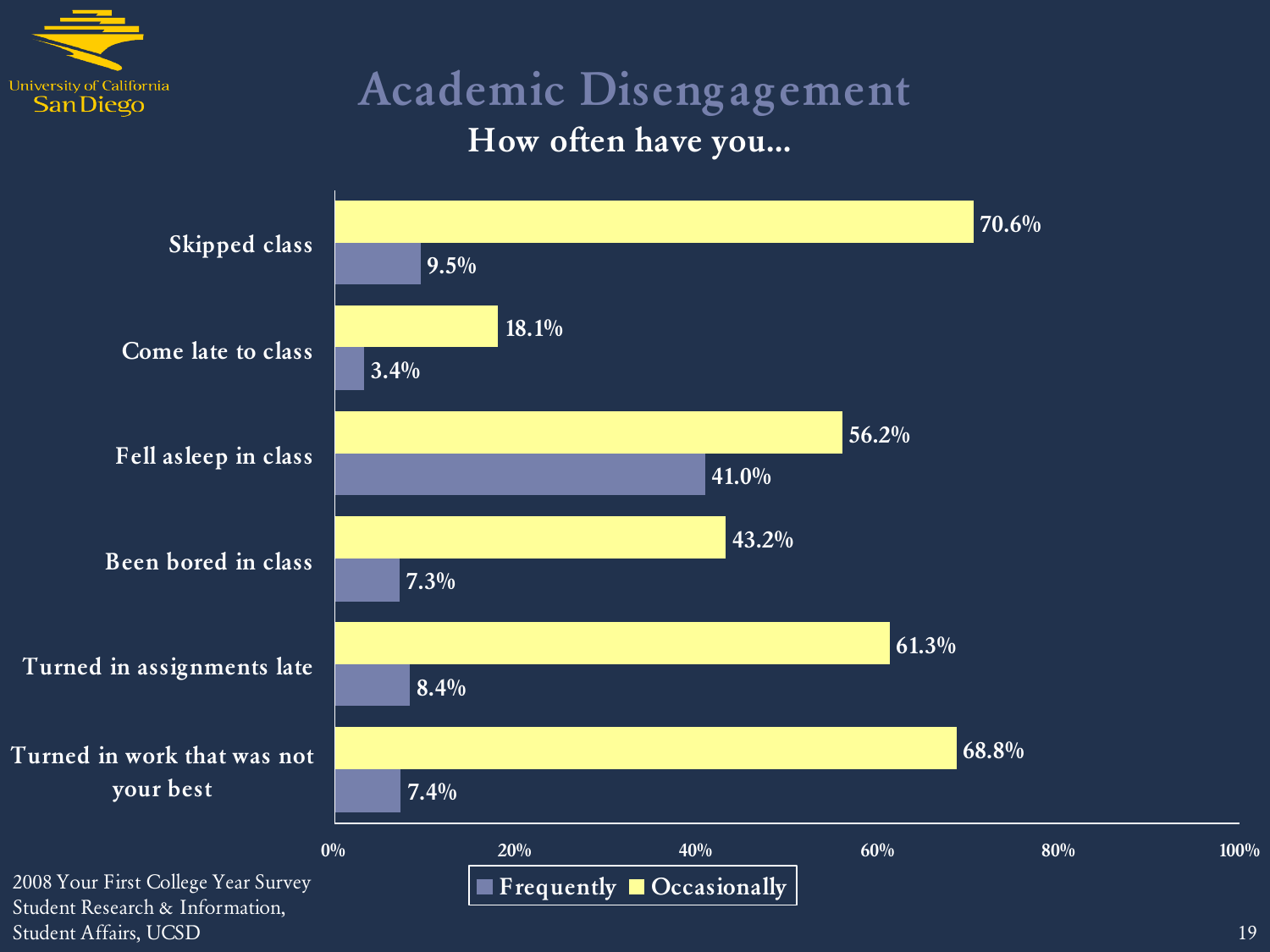# Academic Disengagement

## How often have you...

| | Frequently | Occasionally |
|---|---|---|
| Skipped class | 9.5% | 70.6% |
| Come late to class | 3.4% | 18.1% |
| Fell asleep in class | 41.0% | 56.2% |
| Been bored in class | 7.3% | 43.2% |
| Turned in assignments late | 8.4% | 61.3% |
| Turned in work that was not your best | 7.4% | 68.8% |

2008 Your First College Year Survey
Student Research & Information,
Student Affairs, UCSD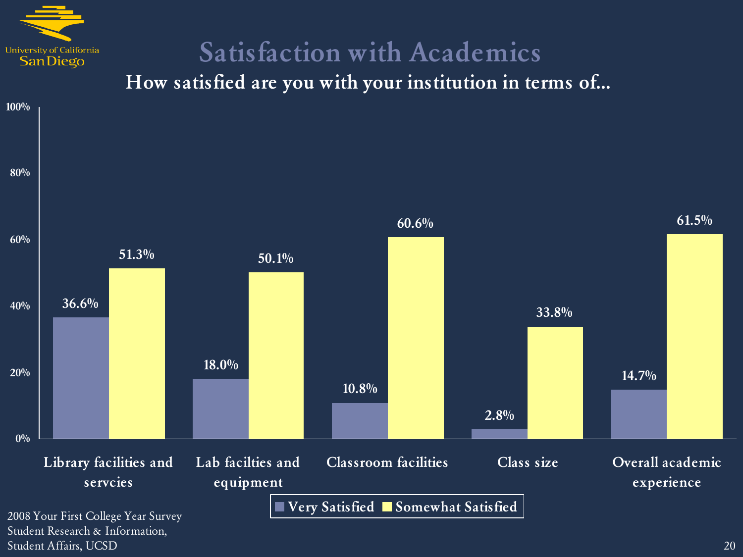# Satisfaction with Academics

## How satisfied are you with your institution in terms of...

| | Very Satisfied | Somewhat Satisfied |
|---|---|---|
| Library facilities and servcies | 36.6% | 51.3% |
| Lab facilties and equipment | 18.0% | 50.1% |
| Classroom facilities | 10.8% | 60.6% |
| Class size | 2.8% | 33.8% |
| Overall academic experience | 14.7% | 61.5% |

2008 Your First College Year Survey
Student Research & Information,
Student Affairs, UCSD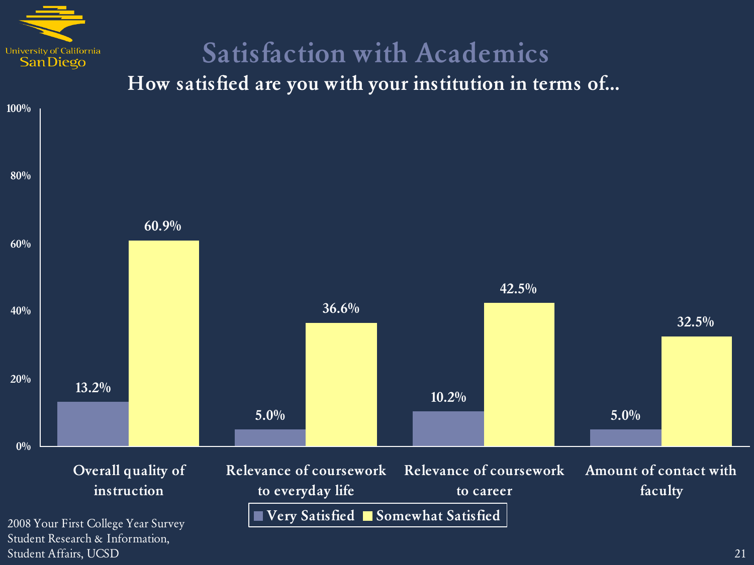# Satisfaction with Academics

## How satisfied are you with your institution in terms of...

| | Very Satisfied | Somewhat Satisfied |
|---|---|---|
| Overall quality of instruction | 13.2% | 60.9% |
| Relevance of coursework to everyday life | 5.0% | 36.6% |
| Relevance of coursework to career | 10.2% | 42.5% |
| Amount of contact with faculty | 5.0% | 32.5% |

2008 Your First College Year Survey
Student Research & Information,
Student Affairs, UCSD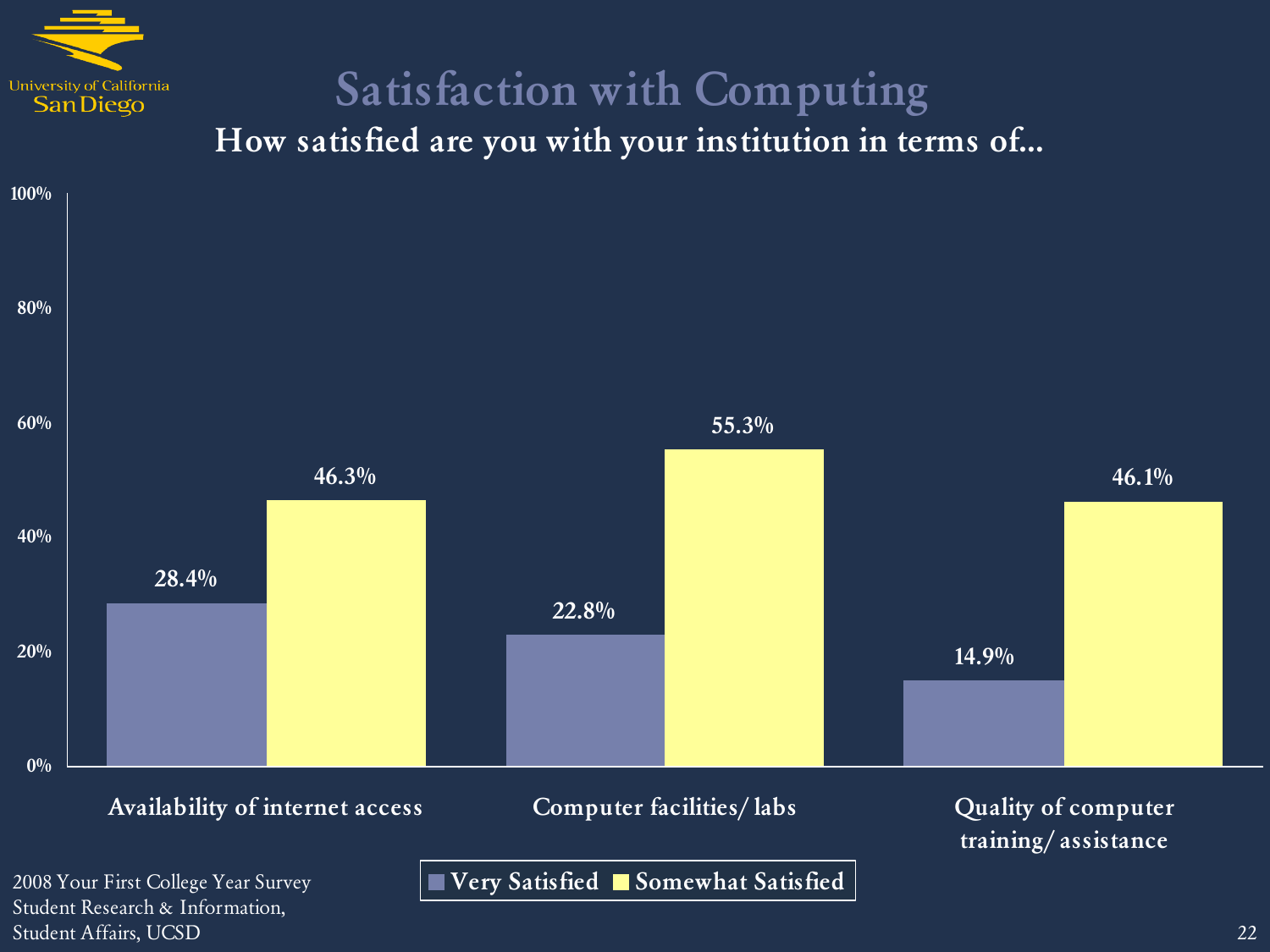# Satisfaction with Computing

## How satisfied are you with your institution in terms of...

| | Very Satisfied | Somewhat Satisfied |
|---|---|---|
| Availability of internet access | 28.4% | 46.3% |
| Computer facilities/ labs | 22.8% | 55.3% |
| Quality of computer training/ assistance | 14.9% | 46.1% |

2008 Your First College Year Survey
Student Research & Information,
Student Affairs, UCSD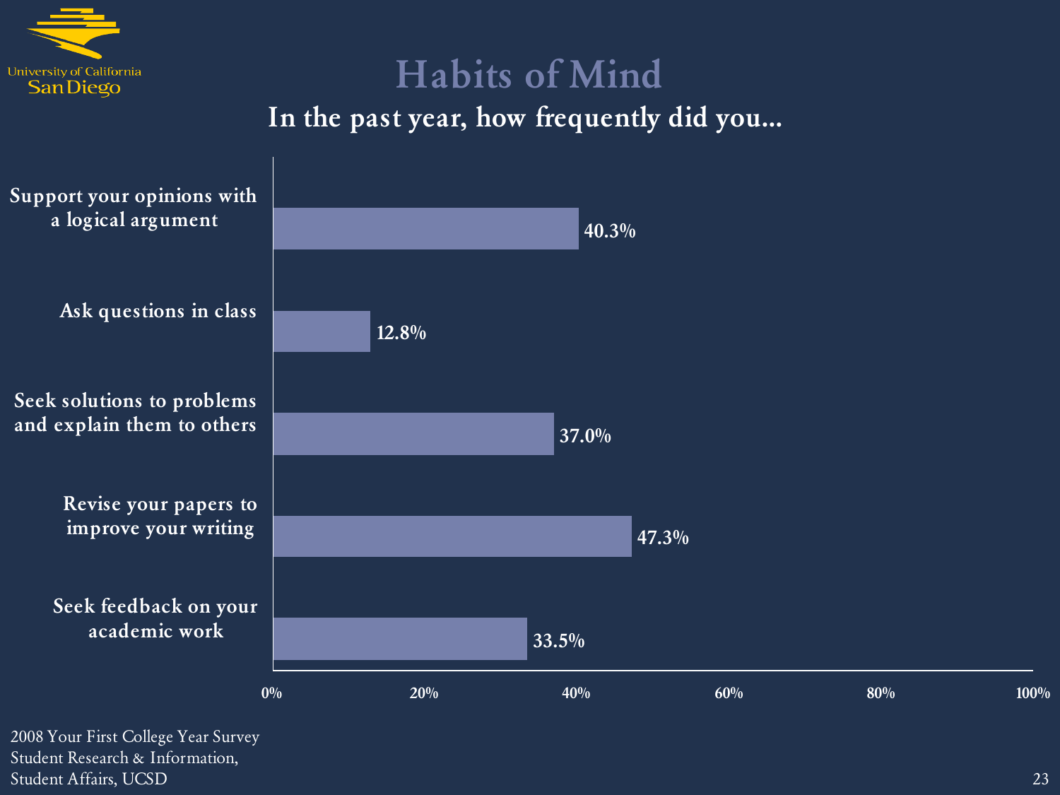# Habits of Mind

## In the past year, how frequently did you...

| Item | Percent |
| --- | --- |
| Support your opinions with a logical argument | 40.3% |
| Ask questions in class | 12.8% |
| Seek solutions to problems and explain them to others | 37.0% |
| Revise your papers to improve your writing | 47.3% |
| Seek feedback on your academic work | 33.5% |

2008 Your First College Year Survey
Student Research & Information,
Student Affairs, UCSD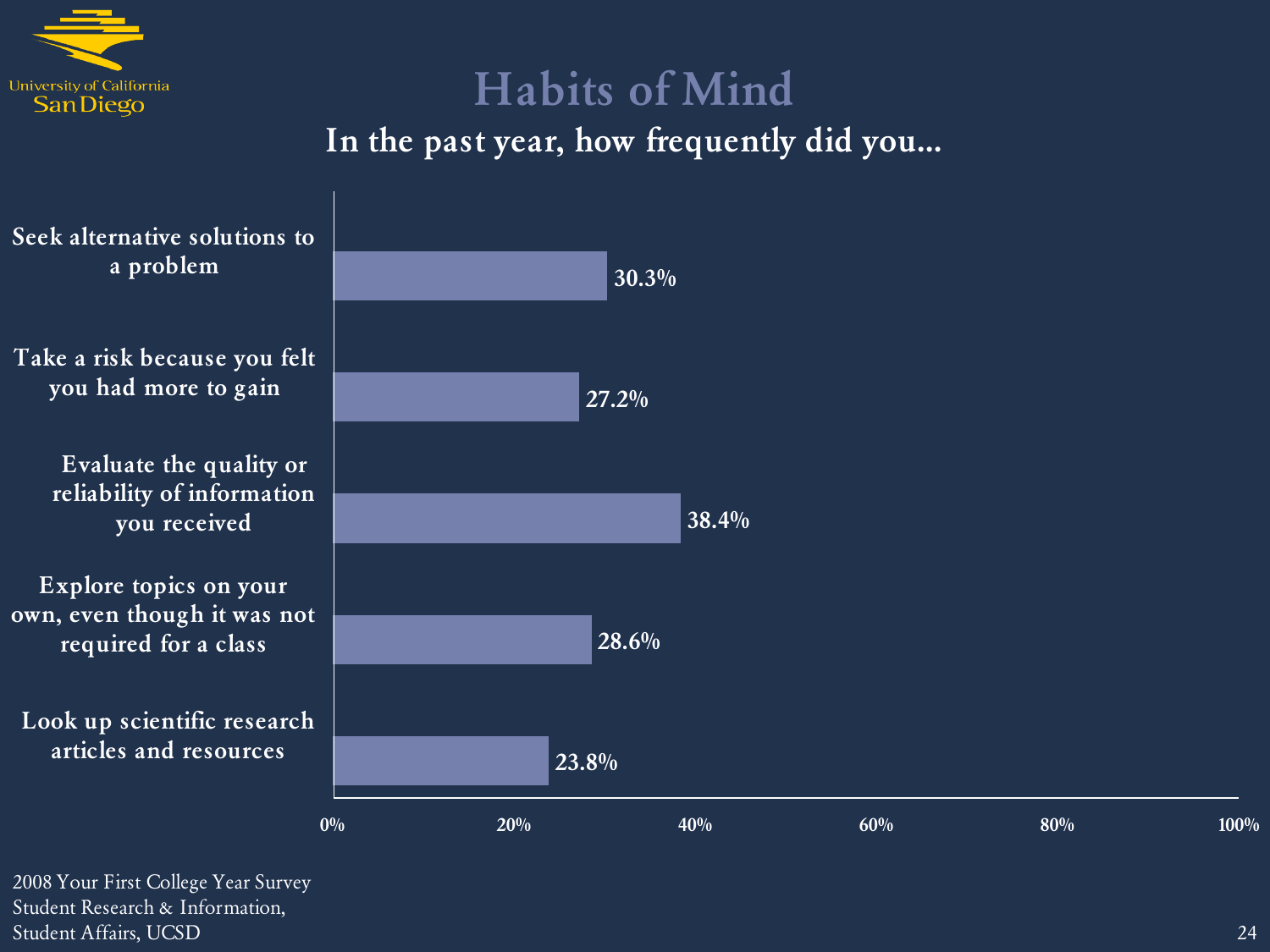# Habits of Mind

## In the past year, how frequently did you...

| Item | Percentage |
| --- | --- |
| Seek alternative solutions to a problem | 30.3% |
| Take a risk because you felt you had more to gain | 27.2% |
| Evaluate the quality or reliability of information you received | 38.4% |
| Explore topics on your own, even though it was not required for a class | 28.6% |
| Look up scientific research articles and resources | 23.8% |

2008 Your First College Year Survey
Student Research & Information,
Student Affairs, UCSD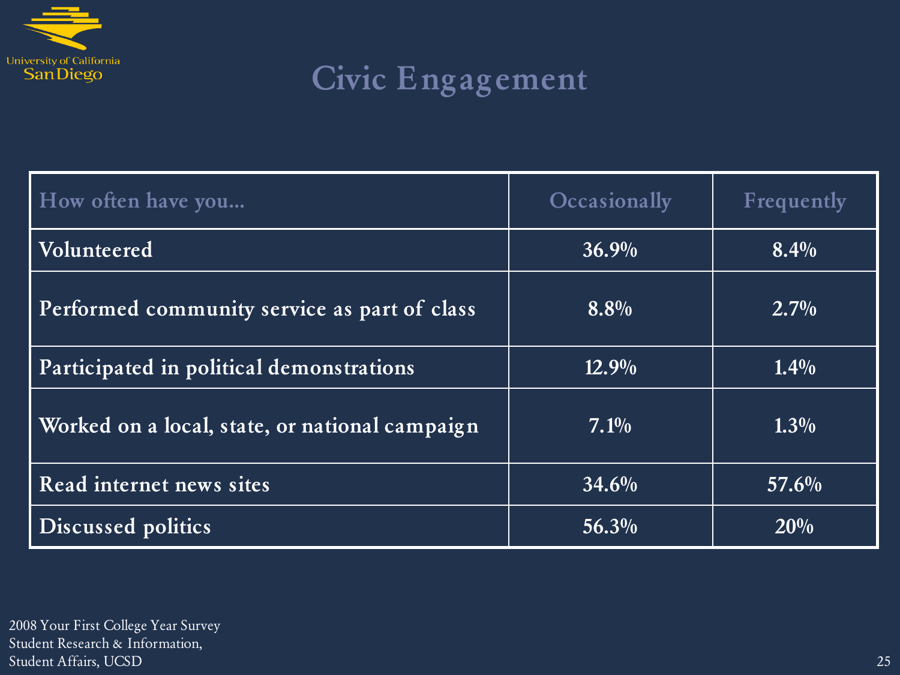# Civic Engagement

| How often have you... | Occasionally | Frequently |
|---|---|---|
| Volunteered | 36.9% | 8.4% |
| Performed community service as part of class | 8.8% | 2.7% |
| Participated in political demonstrations | 12.9% | 1.4% |
| Worked on a local, state, or national campaign | 7.1% | 1.3% |
| Read internet news sites | 34.6% | 57.6% |
| Discussed politics | 56.3% | 20% |

2008 Your First College Year Survey
Student Research & Information,
Student Affairs, UCSD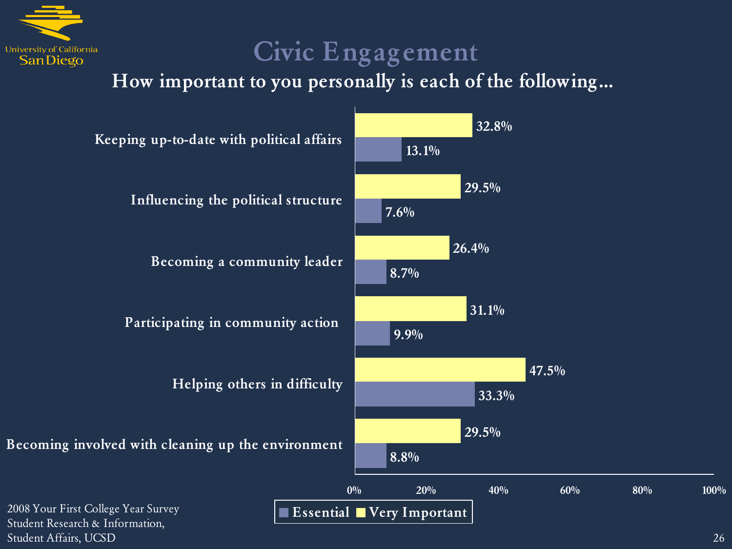# Civic Engagement

## How important to you personally is each of the following…

| | Very Important | Essential |
|---|---|---|
| Keeping up-to-date with political affairs | 32.8% | 13.1% |
| Influencing the political structure | 29.5% | 7.6% |
| Becoming a community leader | 26.4% | 8.7% |
| Participating in community action | 31.1% | 9.9% |
| Helping others in difficulty | 47.5% | 33.3% |
| Becoming involved with cleaning up the environment | 29.5% | 8.8% |

2008 Your First College Year Survey
Student Research & Information,
Student Affairs, UCSD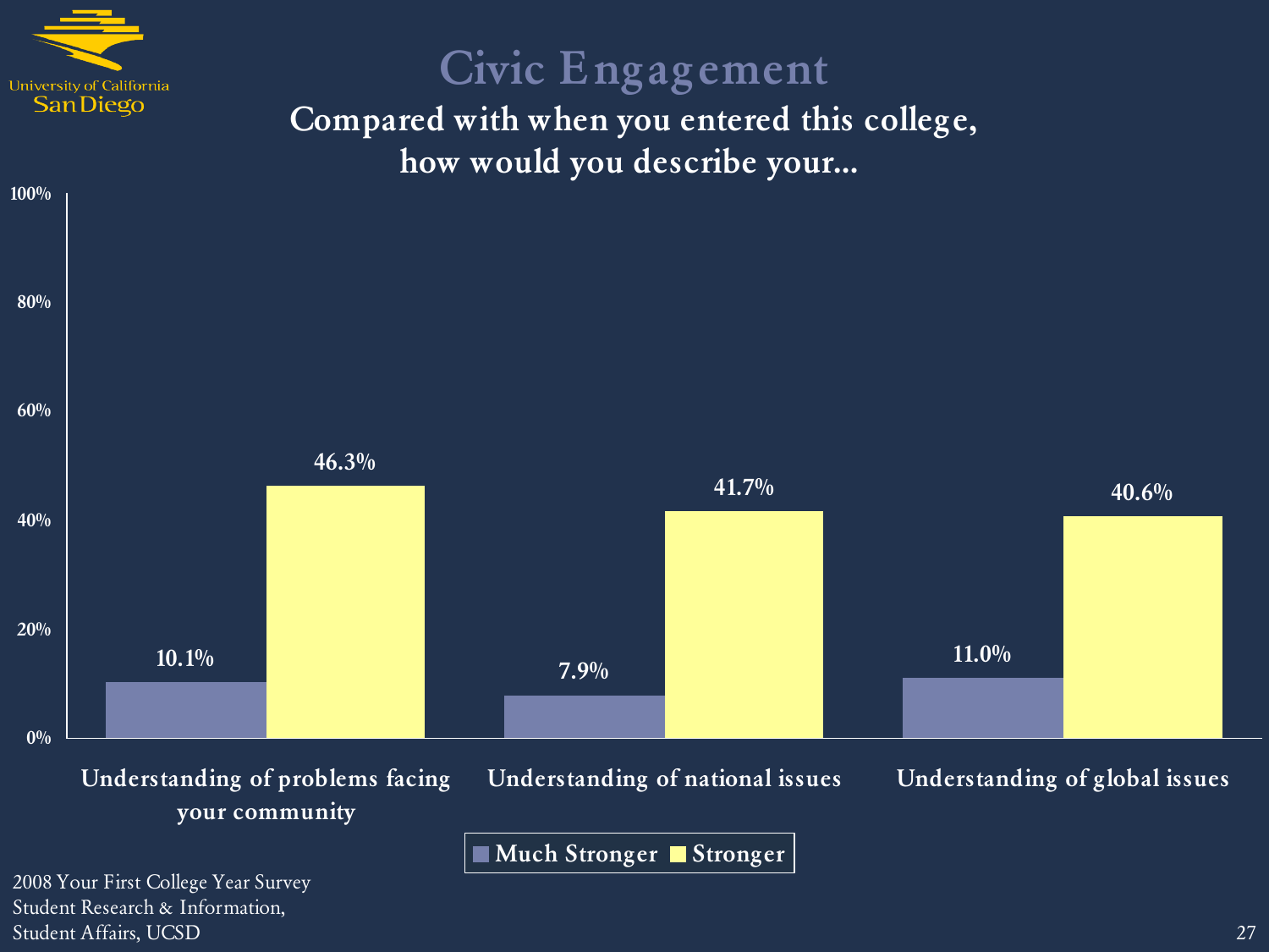# Civic Engagement

## Compared with when you entered this college, how would you describe your...

| | Much Stronger | Stronger |
|---|---|---|
| Understanding of problems facing your community | 10.1% | 46.3% |
| Understanding of national issues | 7.9% | 41.7% |
| Understanding of global issues | 11.0% | 40.6% |

2008 Your First College Year Survey
Student Research & Information,
Student Affairs, UCSD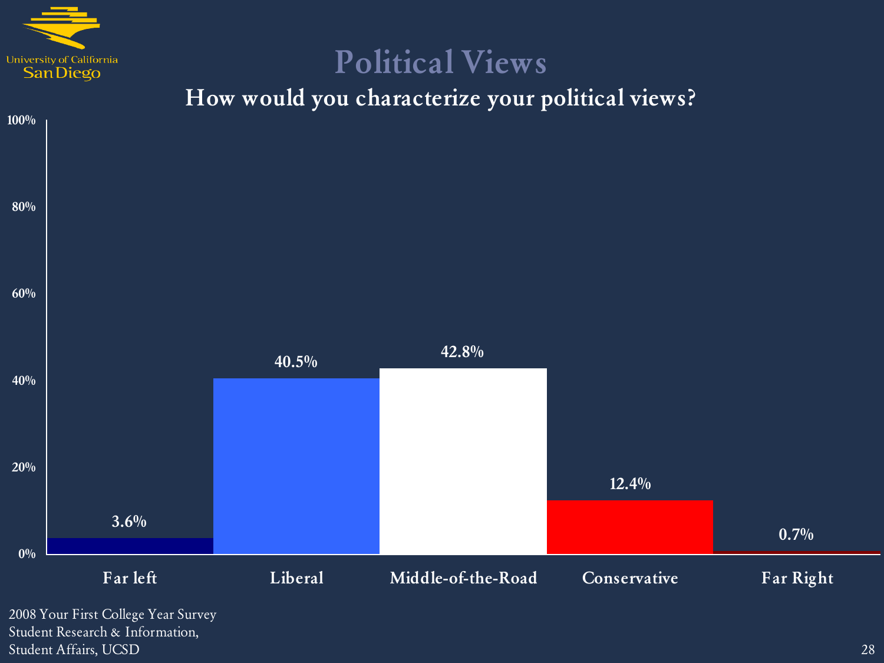# Political Views

## How would you characterize your political views?

| Far left | Liberal | Middle-of-the-Road | Conservative | Far Right |
|---|---|---|---|---|
| 3.6% | 40.5% | 42.8% | 12.4% | 0.7% |

2008 Your First College Year Survey
Student Research & Information,
Student Affairs, UCSD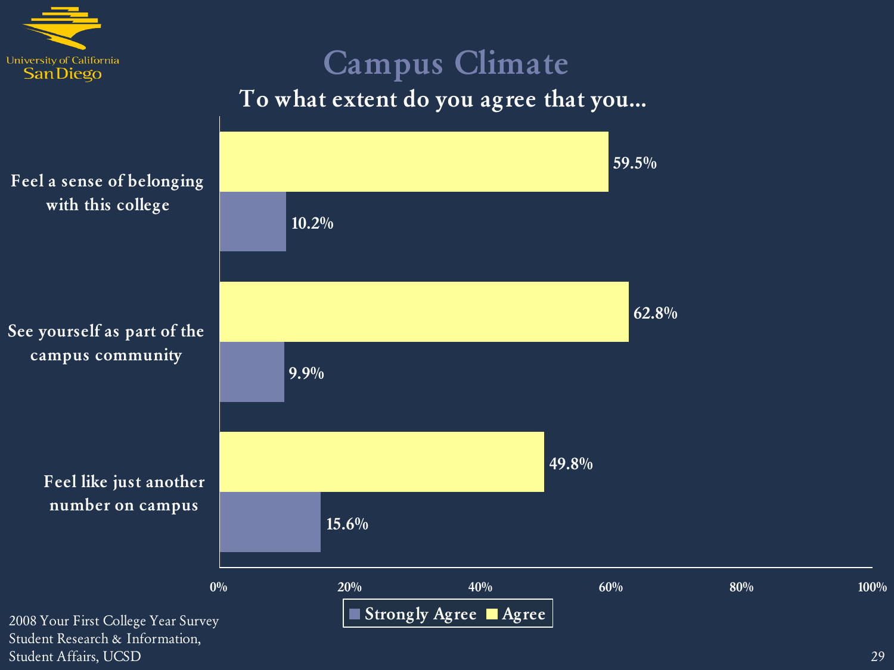# Campus Climate

## To what extent do you agree that you…

| | Agree | Strongly Agree |
|---|---|---|
| Feel a sense of belonging with this college | 59.5% | 10.2% |
| See yourself as part of the campus community | 62.8% | 9.9% |
| Feel like just another number on campus | 49.8% | 15.6% |

2008 Your First College Year Survey
Student Research & Information,
Student Affairs, UCSD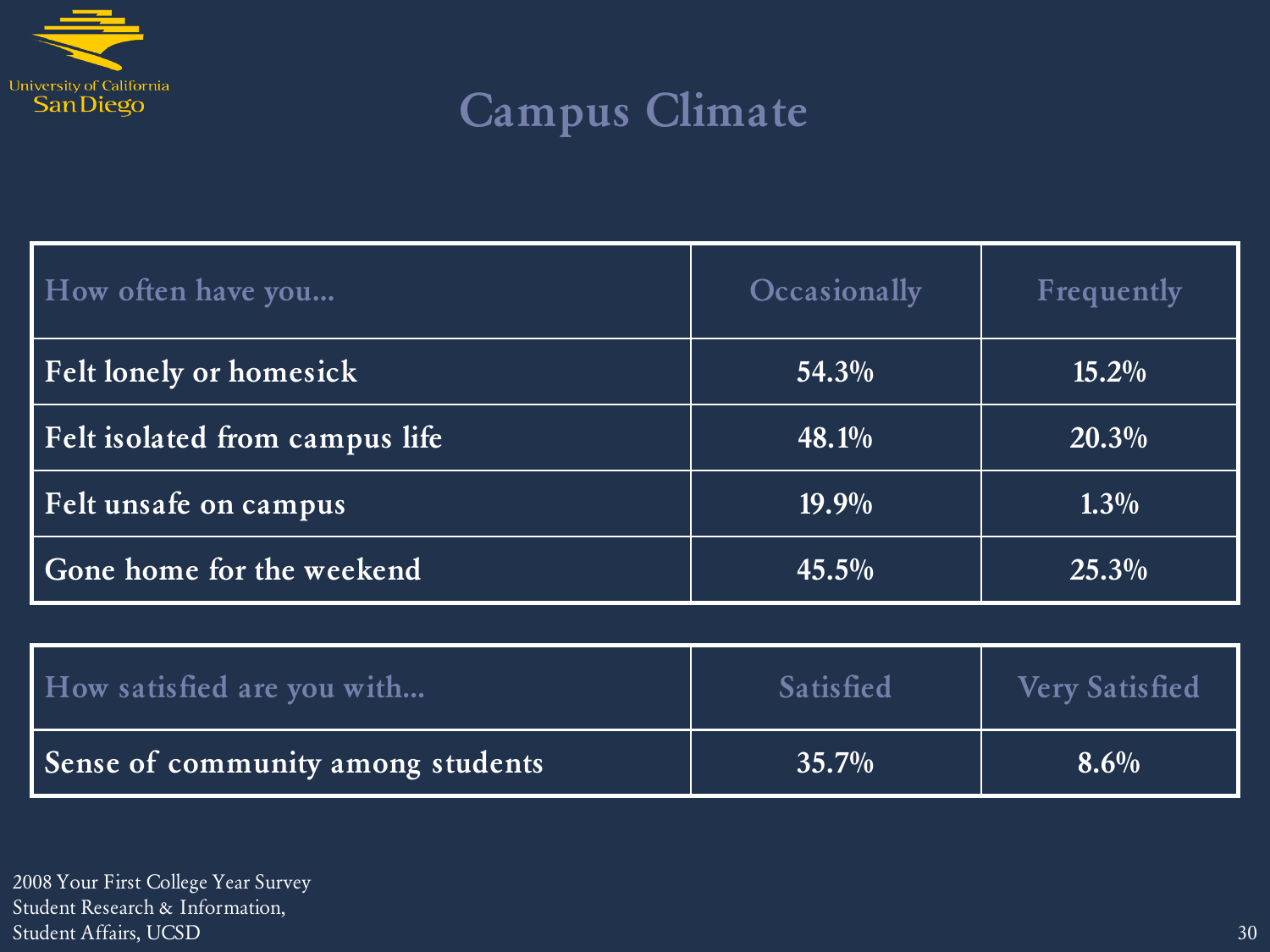# Campus Climate

| How often have you... | Occasionally | Frequently |
|---|---|---|
| Felt lonely or homesick | 54.3% | 15.2% |
| Felt isolated from campus life | 48.1% | 20.3% |
| Felt unsafe on campus | 19.9% | 1.3% |
| Gone home for the weekend | 45.5% | 25.3% |

| How satisfied are you with... | Satisfied | Very Satisfied |
|---|---|---|
| Sense of community among students | 35.7% | 8.6% |

2008 Your First College Year Survey
Student Research & Information,
Student Affairs, UCSD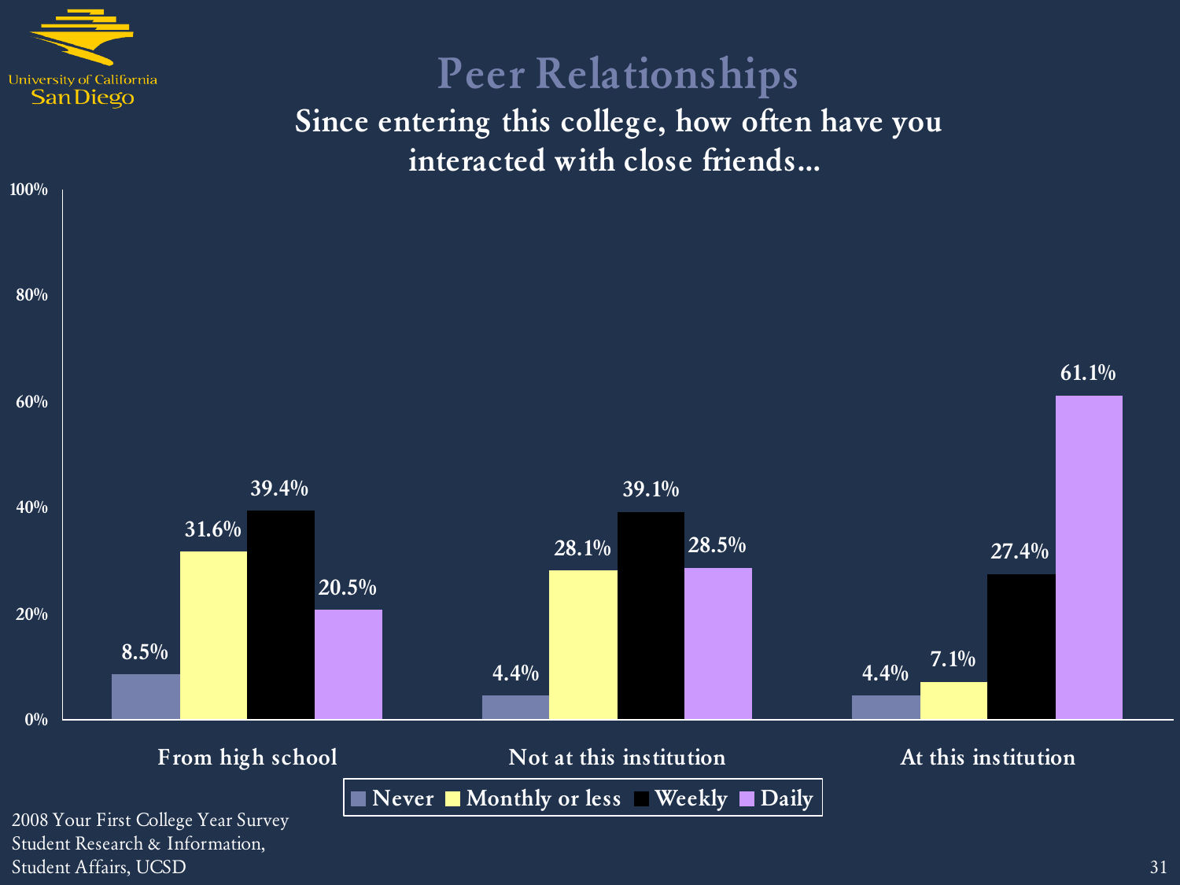# Peer Relationships

## Since entering this college, how often have you interacted with close friends...

| | Never | Monthly or less | Weekly | Daily |
|---|---|---|---|---|
| From high school | 8.5% | 31.6% | 39.4% | 20.5% |
| Not at this institution | 4.4% | 28.1% | 39.1% | 28.5% |
| At this institution | 4.4% | 7.1% | 27.4% | 61.1% |

2008 Your First College Year Survey
Student Research & Information,
Student Affairs, UCSD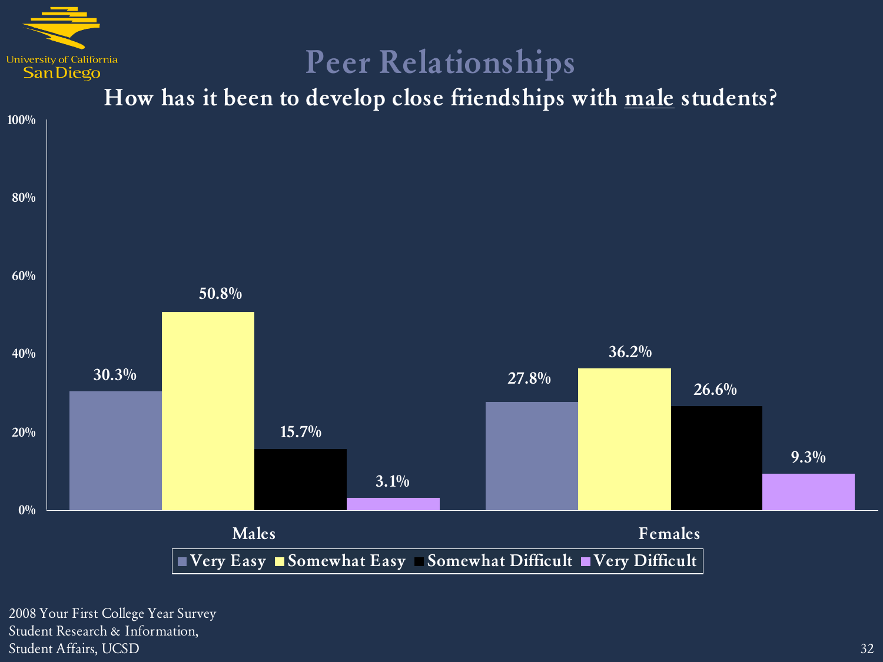# Peer Relationships

## How has it been to develop close friendships with male students?

| | Very Easy | Somewhat Easy | Somewhat Difficult | Very Difficult |
|---|---|---|---|---|
| Males | 30.3% | 50.8% | 15.7% | 3.1% |
| Females | 27.8% | 36.2% | 26.6% | 9.3% |

2008 Your First College Year Survey
Student Research & Information,
Student Affairs, UCSD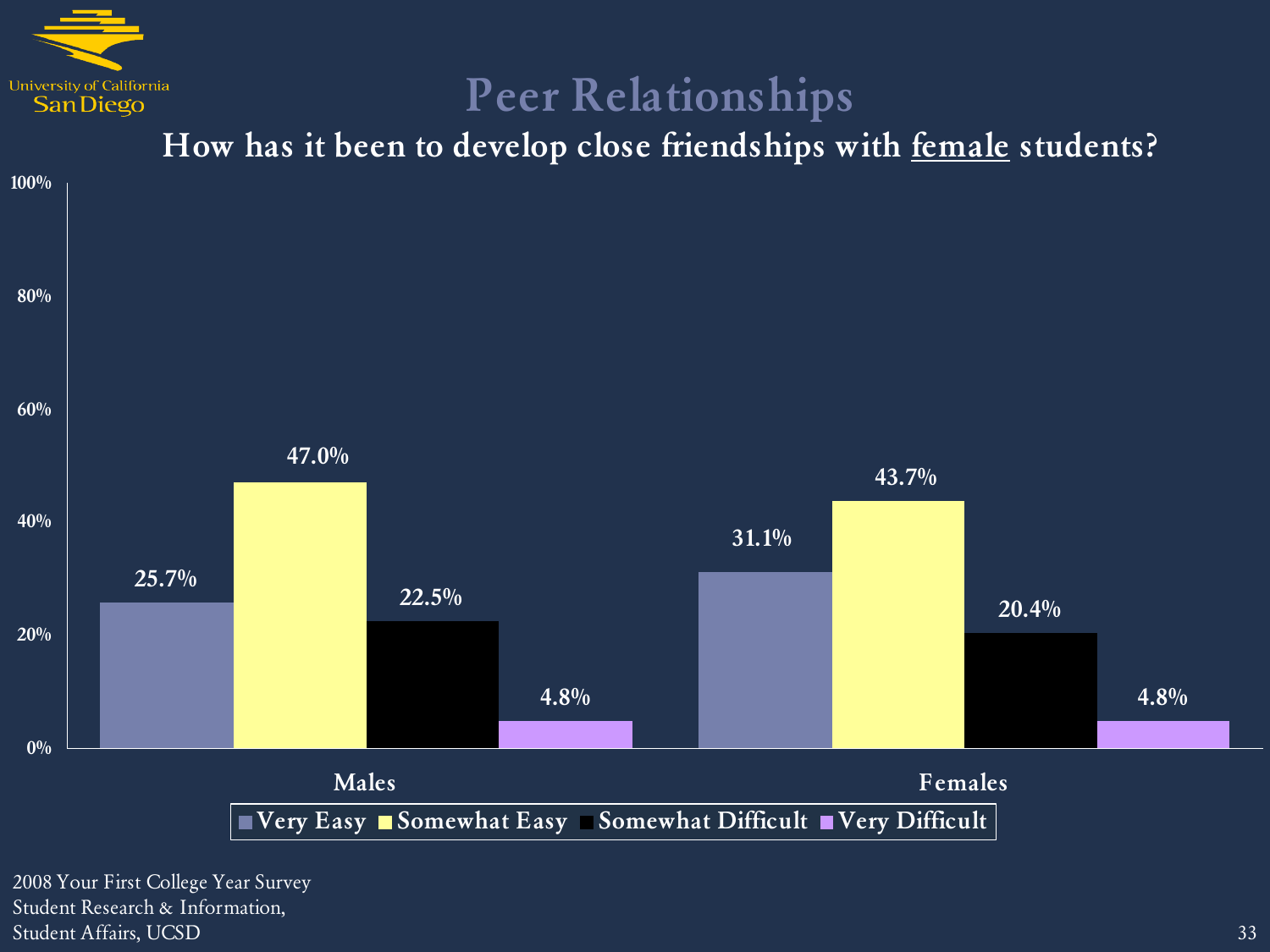# Peer Relationships

## How has it been to develop close friendships with female students?

| | Very Easy | Somewhat Easy | Somewhat Difficult | Very Difficult |
|---|---|---|---|---|
| Males | 25.7% | 47.0% | 22.5% | 4.8% |
| Females | 31.1% | 43.7% | 20.4% | 4.8% |

2008 Your First College Year Survey
Student Research & Information,
Student Affairs, UCSD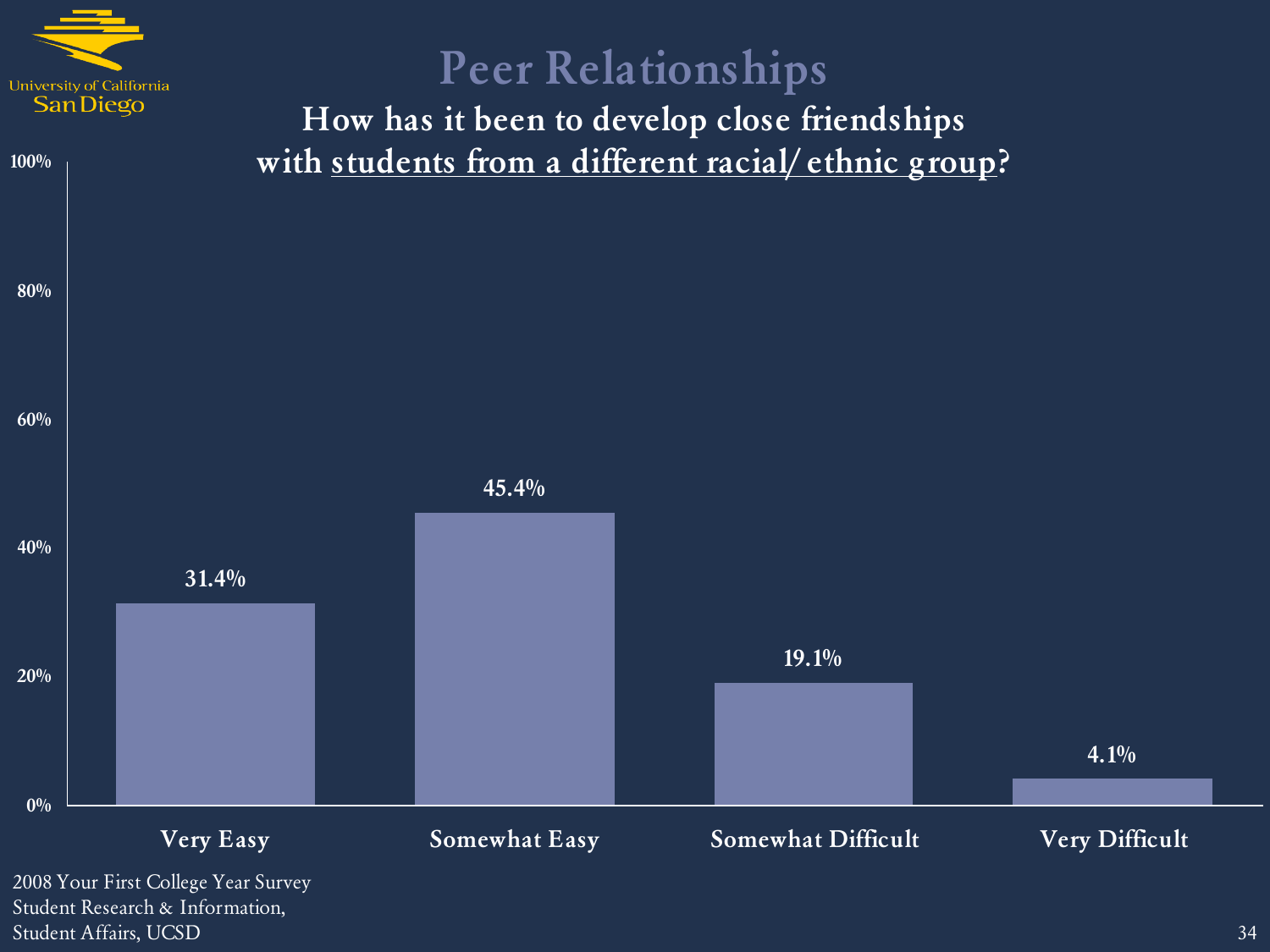University of California San Diego

# Peer Relationships

## How has it been to develop close friendships with students from a different racial/ethnic group?

| Response | Percent |
| --- | --- |
| Very Easy | 31.4% |
| Somewhat Easy | 45.4% |
| Somewhat Difficult | 19.1% |
| Very Difficult | 4.1% |

2008 Your First College Year Survey
Student Research & Information,
Student Affairs, UCSD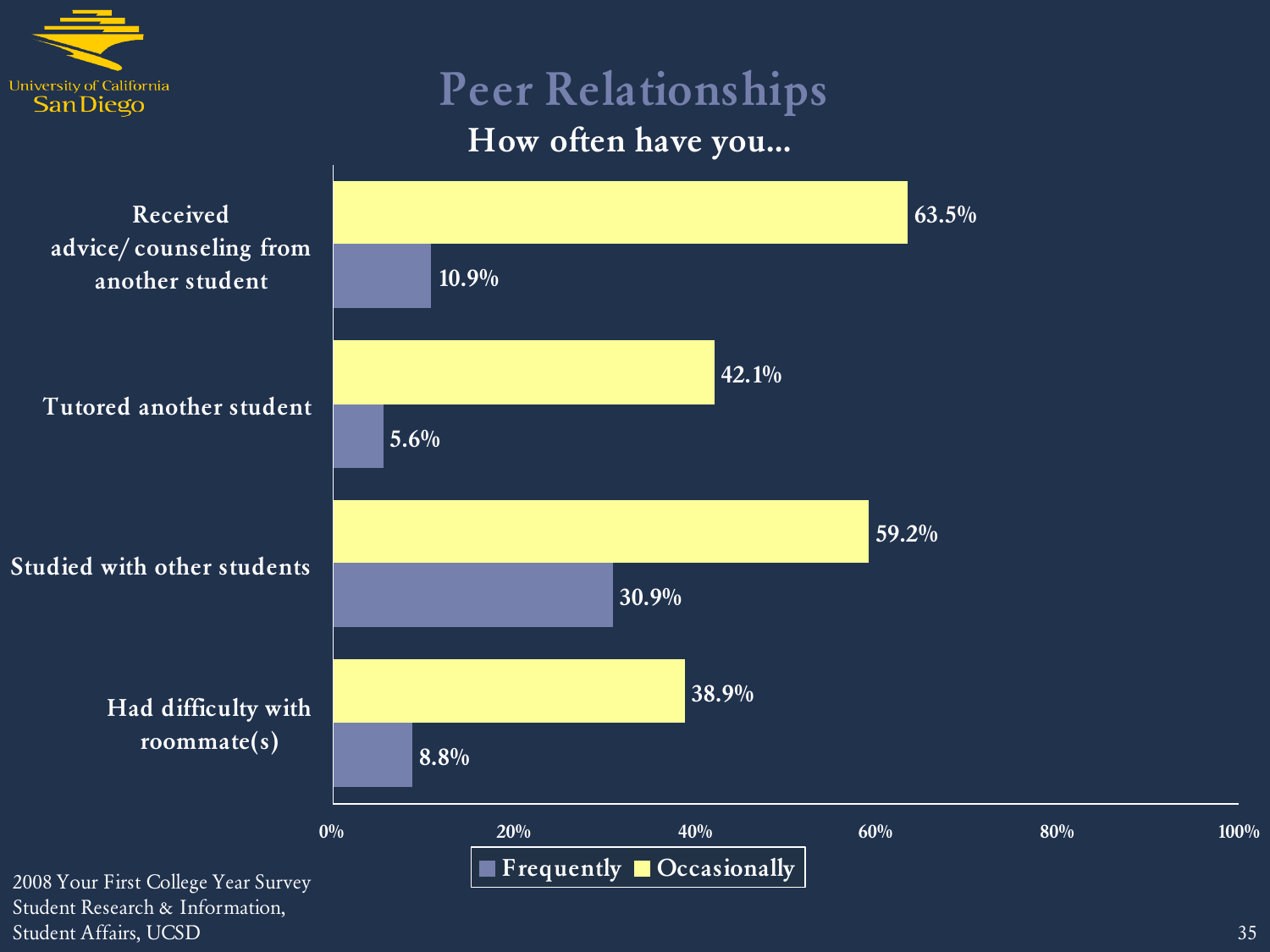# Peer Relationships

## How often have you...

| | Frequently | Occasionally |
|---|---|---|
| Received advice/ counseling from another student | 10.9% | 63.5% |
| Tutored another student | 5.6% | 42.1% |
| Studied with other students | 30.9% | 59.2% |
| Had difficulty with roommate(s) | 8.8% | 38.9% |

2008 Your First College Year Survey
Student Research & Information,
Student Affairs, UCSD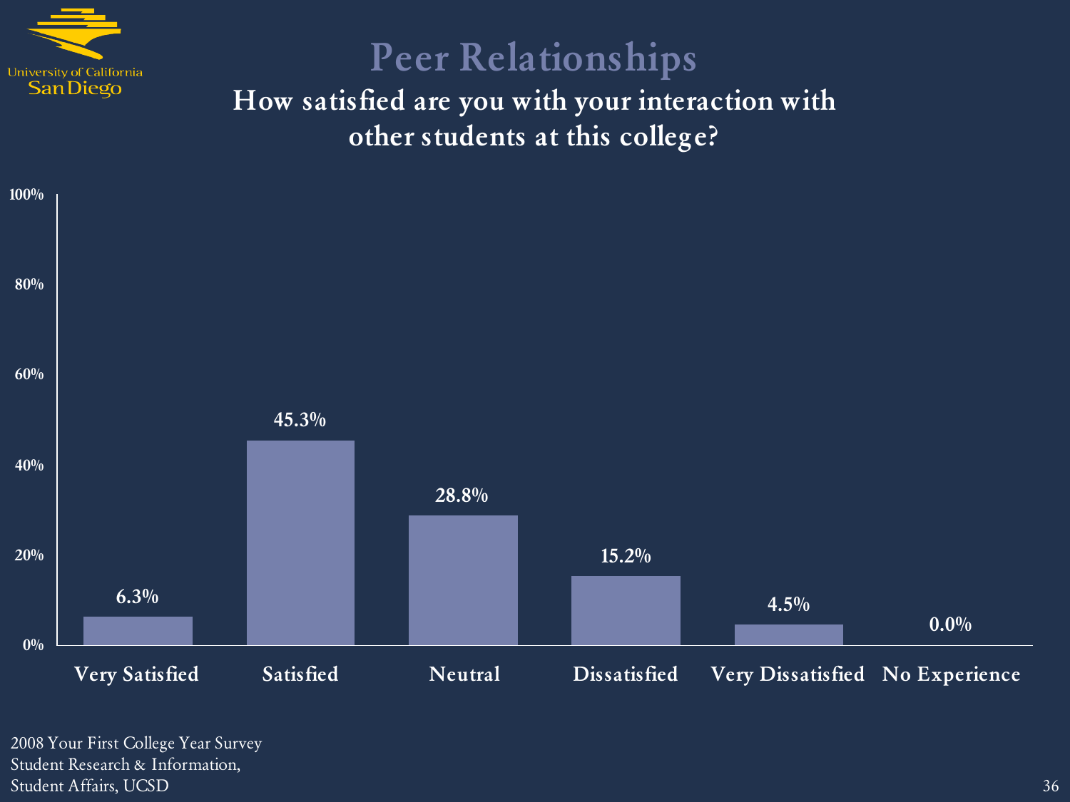# Peer Relationships

**How satisfied are you with your interaction with other students at this college?**

| Response | Percent |
| --- | --- |
| Very Satisfied | 6.3% |
| Satisfied | 45.3% |
| Neutral | 28.8% |
| Dissatisfied | 15.2% |
| Very Dissatisfied | 4.5% |
| No Experience | 0.0% |

2008 Your First College Year Survey
Student Research & Information,
Student Affairs, UCSD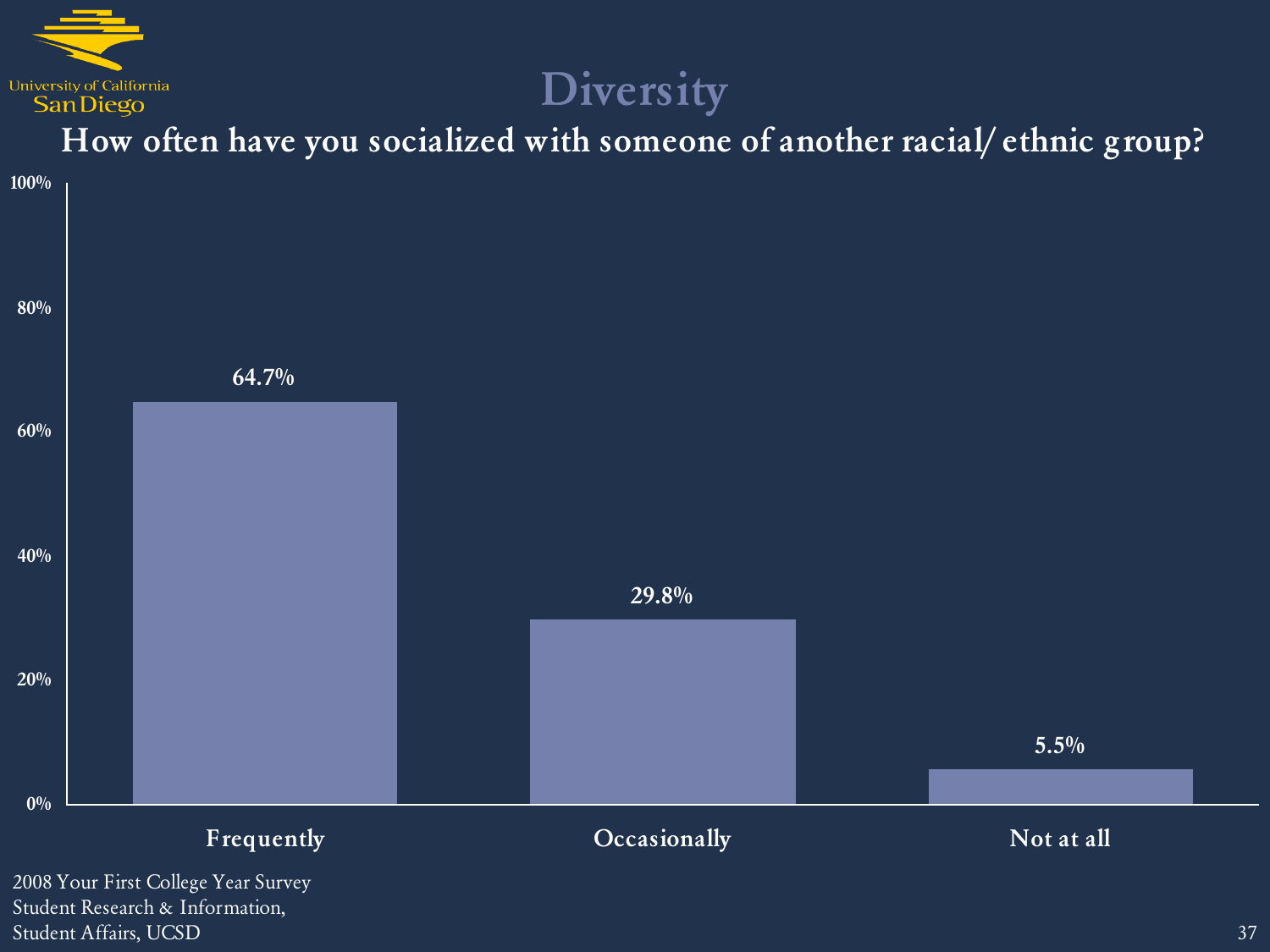# Diversity

## How often have you socialized with someone of another racial/ethnic group?

| Response | Percent |
|---|---|
| Frequently | 64.7% |
| Occasionally | 29.8% |
| Not at all | 5.5% |

2008 Your First College Year Survey
Student Research & Information,
Student Affairs, UCSD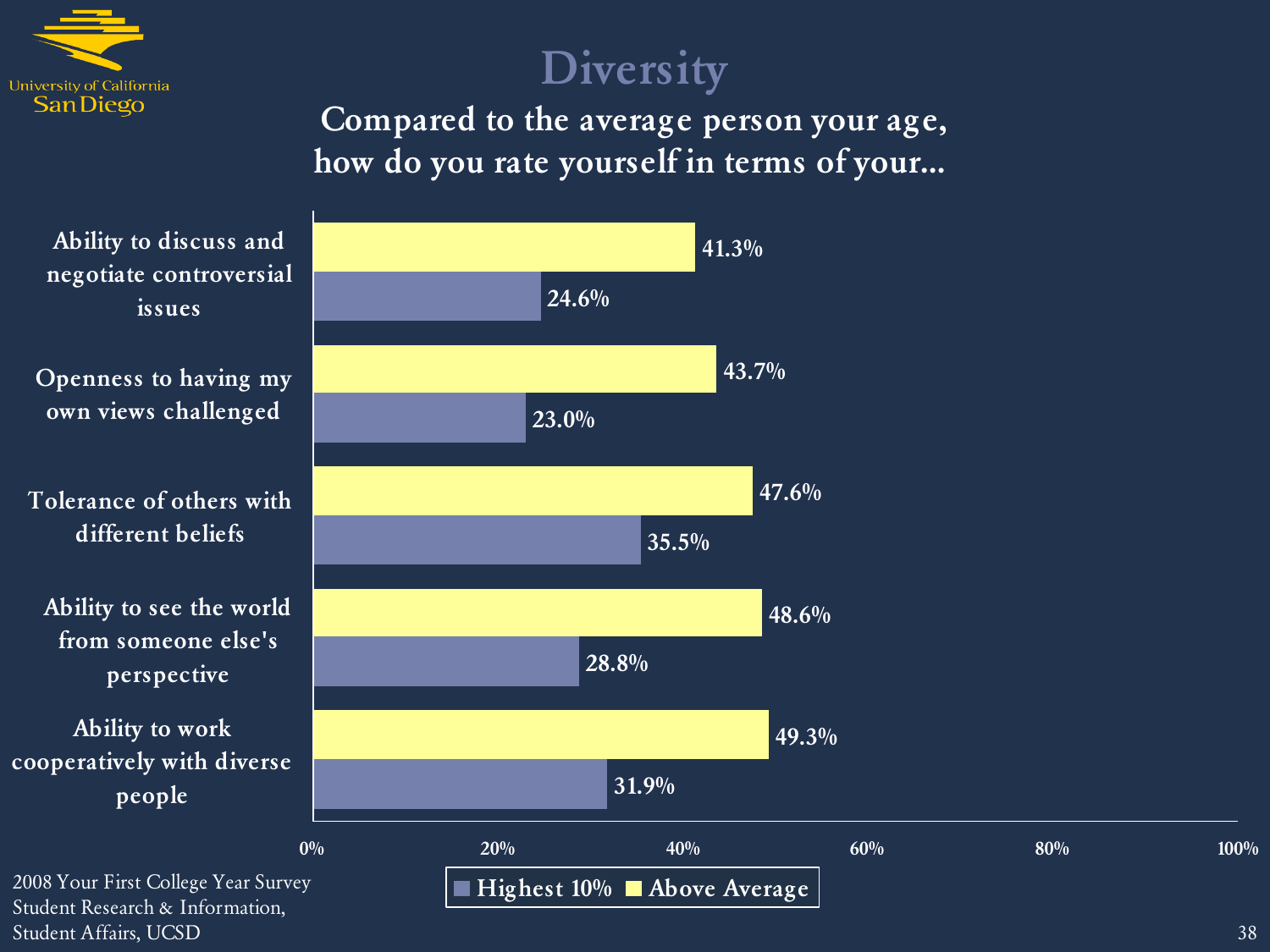# Diversity

## Compared to the average person your age, how do you rate yourself in terms of your...

| | Above Average | Highest 10% |
|---|---|---|
| Ability to discuss and negotiate controversial issues | 41.3% | 24.6% |
| Openness to having my own views challenged | 43.7% | 23.0% |
| Tolerance of others with different beliefs | 47.6% | 35.5% |
| Ability to see the world from someone else's perspective | 48.6% | 28.8% |
| Ability to work cooperatively with diverse people | 49.3% | 31.9% |

2008 Your First College Year Survey
Student Research & Information,
Student Affairs, UCSD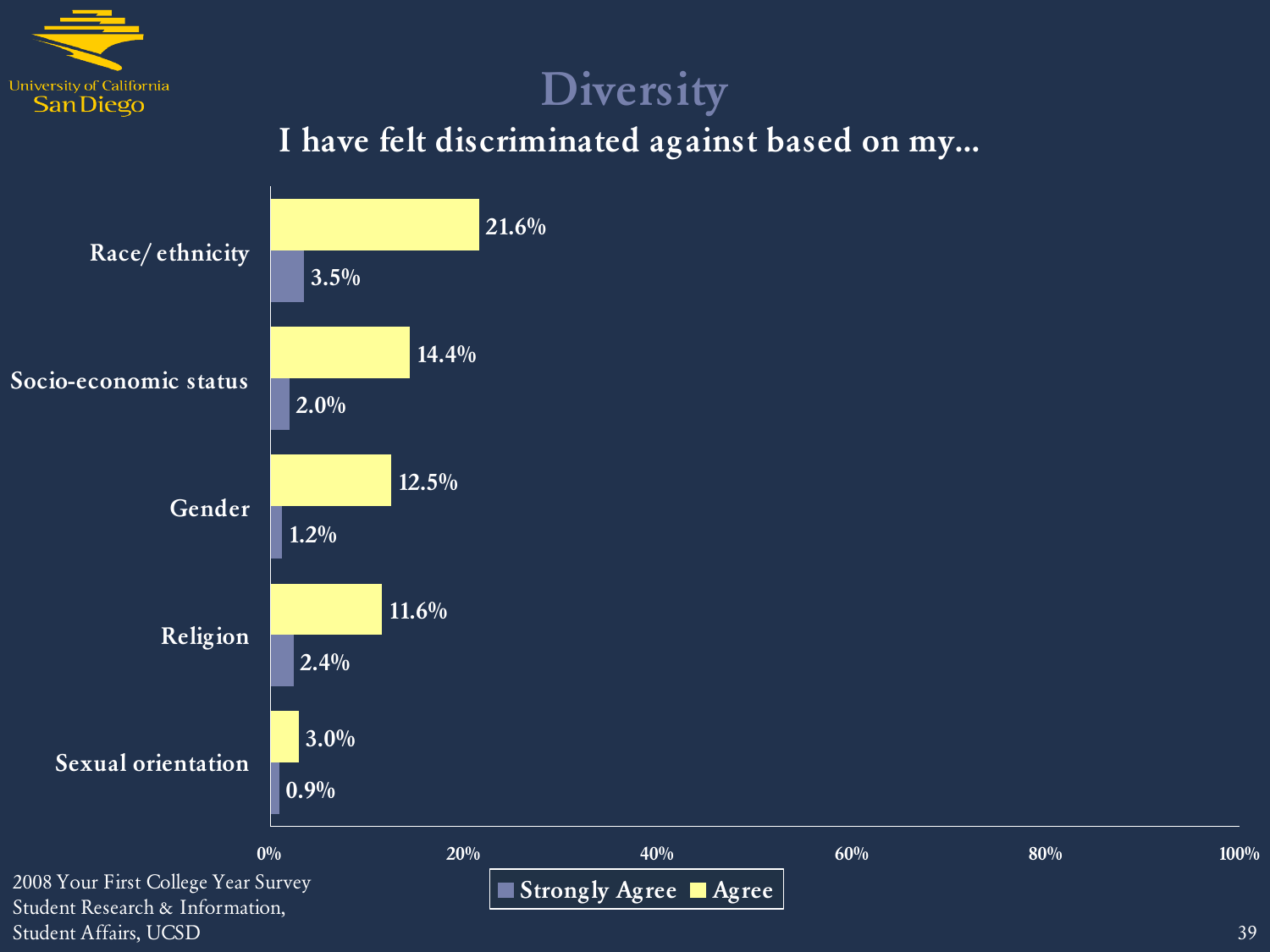# Diversity

## I have felt discriminated against based on my...

| | Agree | Strongly Agree |
|---|---|---|
| Race/ ethnicity | 21.6% | 3.5% |
| Socio-economic status | 14.4% | 2.0% |
| Gender | 12.5% | 1.2% |
| Religion | 11.6% | 2.4% |
| Sexual orientation | 3.0% | 0.9% |

2008 Your First College Year Survey
Student Research & Information,
Student Affairs, UCSD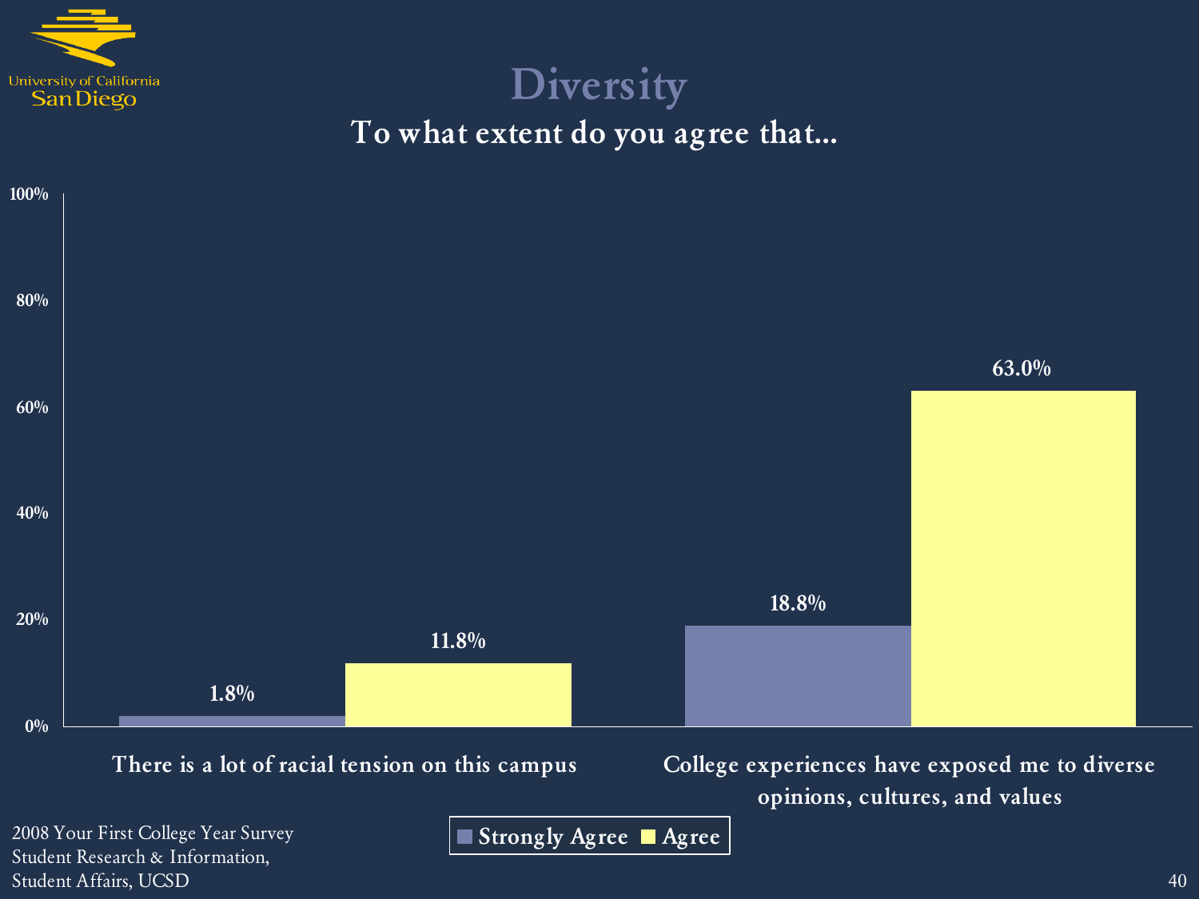# Diversity

## To what extent do you agree that...

| | Strongly Agree | Agree |
|---|---|---|
| There is a lot of racial tension on this campus | 1.8% | 11.8% |
| College experiences have exposed me to diverse opinions, cultures, and values | 18.8% | 63.0% |

2008 Your First College Year Survey
Student Research & Information,
Student Affairs, UCSD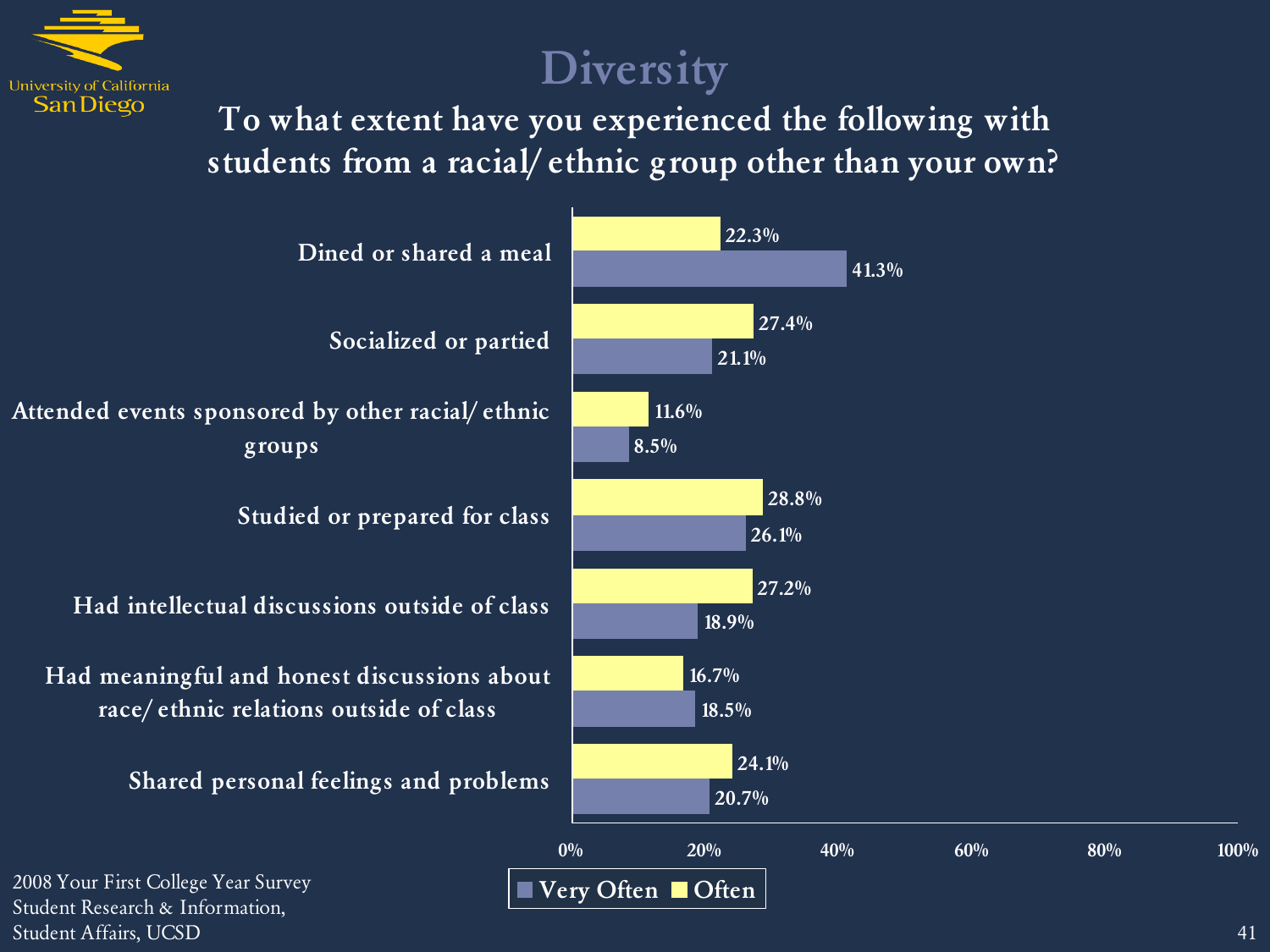# Diversity

## To what extent have you experienced the following with students from a racial/ethnic group other than your own?

| | Very Often | Often |
|---|---|---|
| Dined or shared a meal | 41.3% | 22.3% |
| Socialized or partied | 21.1% | 27.4% |
| Attended events sponsored by other racial/ethnic groups | 8.5% | 11.6% |
| Studied or prepared for class | 26.1% | 28.8% |
| Had intellectual discussions outside of class | 18.9% | 27.2% |
| Had meaningful and honest discussions about race/ethnic relations outside of class | 18.5% | 16.7% |
| Shared personal feelings and problems | 20.7% | 24.1% |

2008 Your First College Year Survey
Student Research & Information,
Student Affairs, UCSD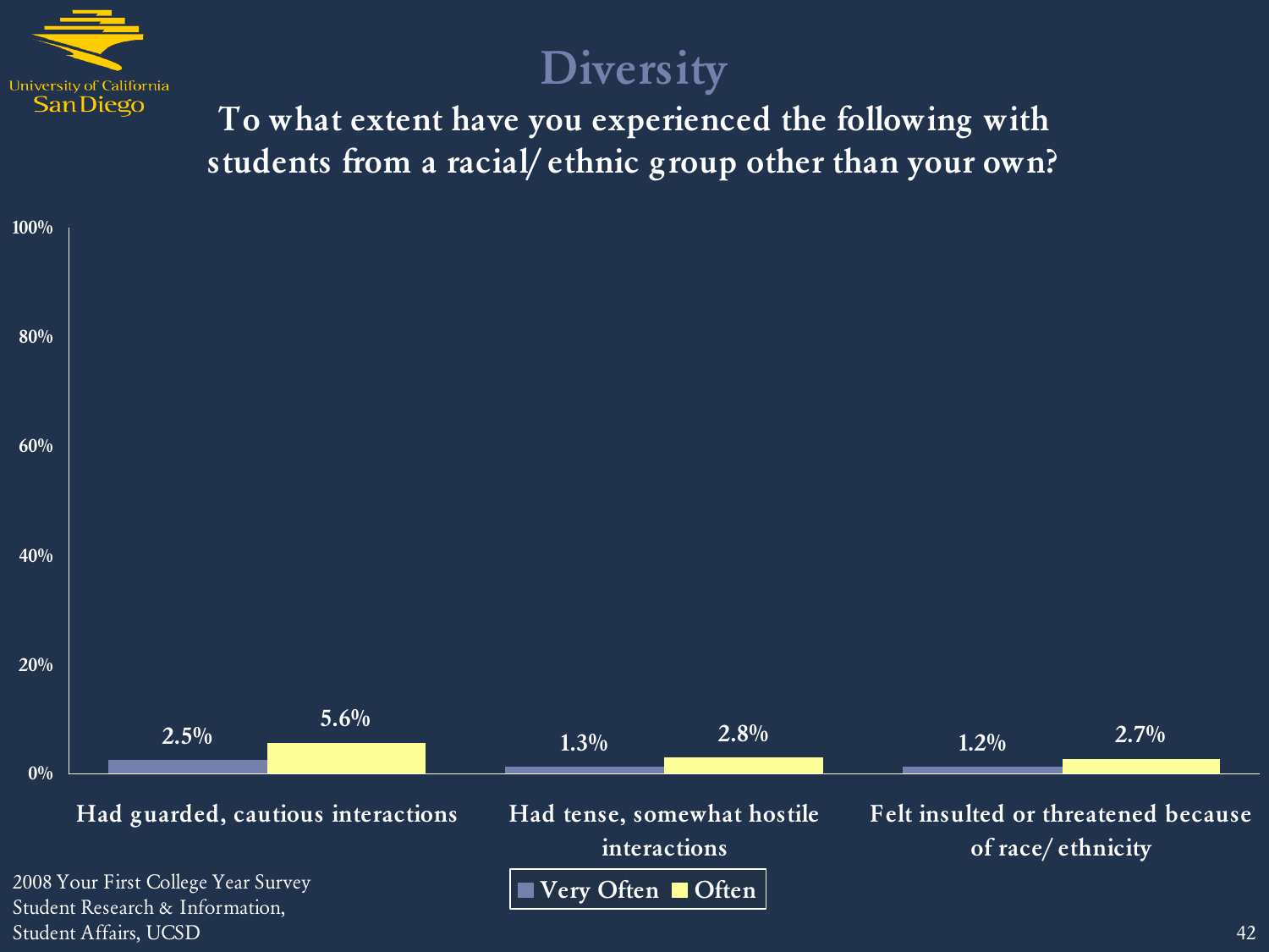# Diversity

## To what extent have you experienced the following with students from a racial/ethnic group other than your own?

| | Very Often | Often |
|---|---|---|
| Had guarded, cautious interactions | 2.5% | 5.6% |
| Had tense, somewhat hostile interactions | 1.3% | 2.8% |
| Felt insulted or threatened because of race/ethnicity | 1.2% | 2.7% |

2008 Your First College Year Survey
Student Research & Information,
Student Affairs, UCSD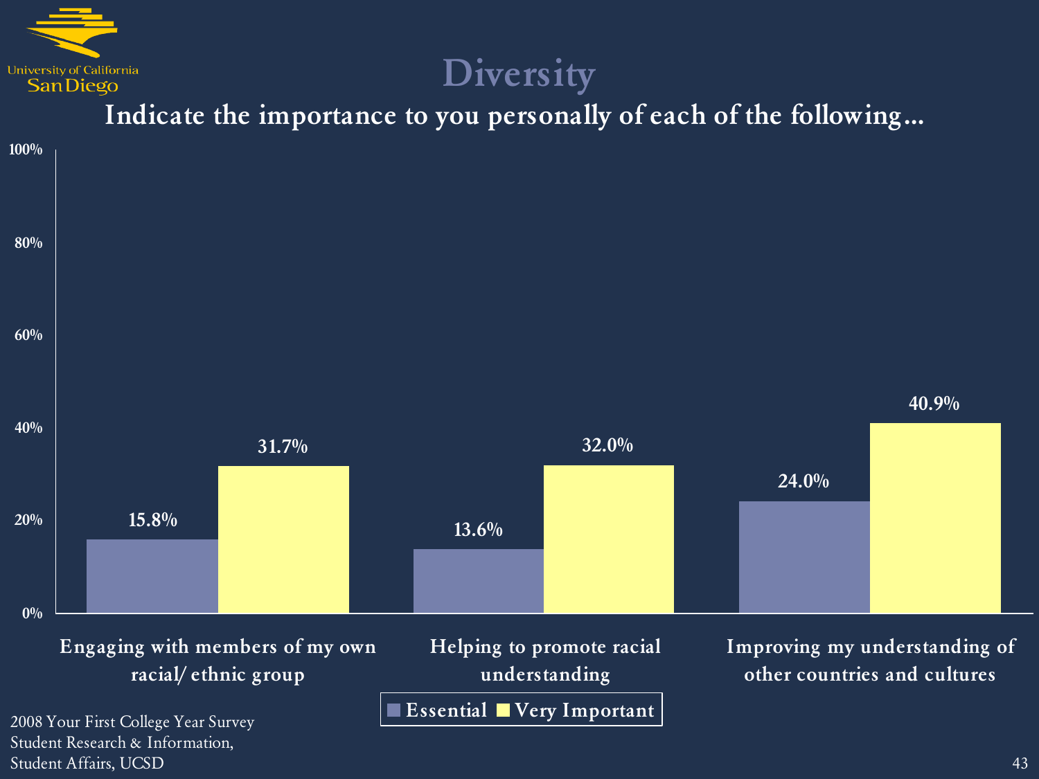# Diversity

## Indicate the importance to you personally of each of the following…

| | Essential | Very Important |
|---|---|---|
| Engaging with members of my own racial/ ethnic group | 15.8% | 31.7% |
| Helping to promote racial understanding | 13.6% | 32.0% |
| Improving my understanding of other countries and cultures | 24.0% | 40.9% |

2008 Your First College Year Survey
Student Research & Information,
Student Affairs, UCSD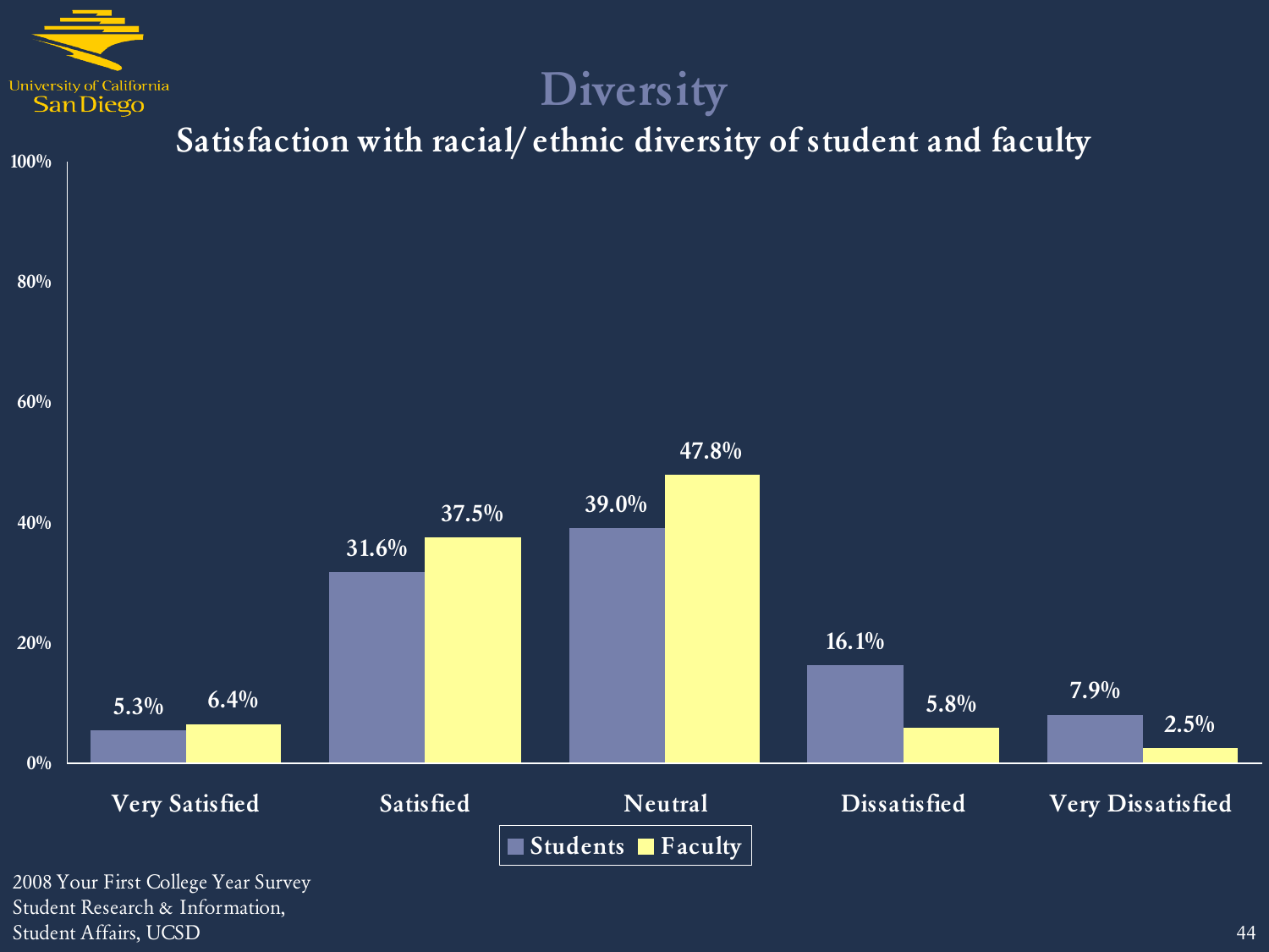# Diversity

## Satisfaction with racial/ ethnic diversity of student and faculty

| | Students | Faculty |
|---|---|---|
| Very Satisfied | 5.3% | 6.4% |
| Satisfied | 31.6% | 37.5% |
| Neutral | 39.0% | 47.8% |
| Dissatisfied | 16.1% | 5.8% |
| Very Dissatisfied | 7.9% | 2.5% |

2008 Your First College Year Survey
Student Research & Information,
Student Affairs, UCSD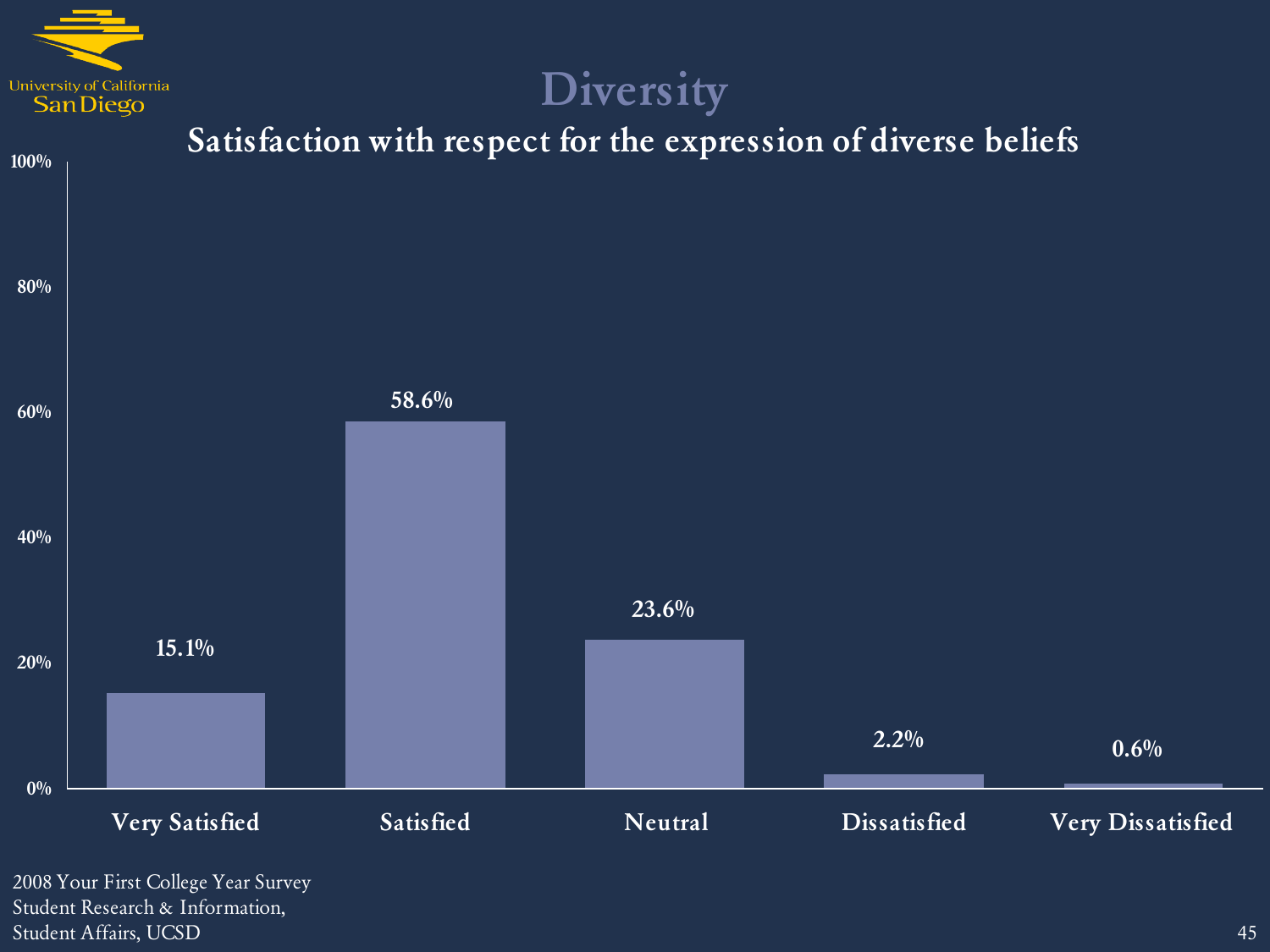# Diversity

## Satisfaction with respect for the expression of diverse beliefs

| Response | Percentage |
|---|---|
| Very Satisfied | 15.1% |
| Satisfied | 58.6% |
| Neutral | 23.6% |
| Dissatisfied | 2.2% |
| Very Dissatisfied | 0.6% |

2008 Your First College Year Survey
Student Research & Information,
Student Affairs, UCSD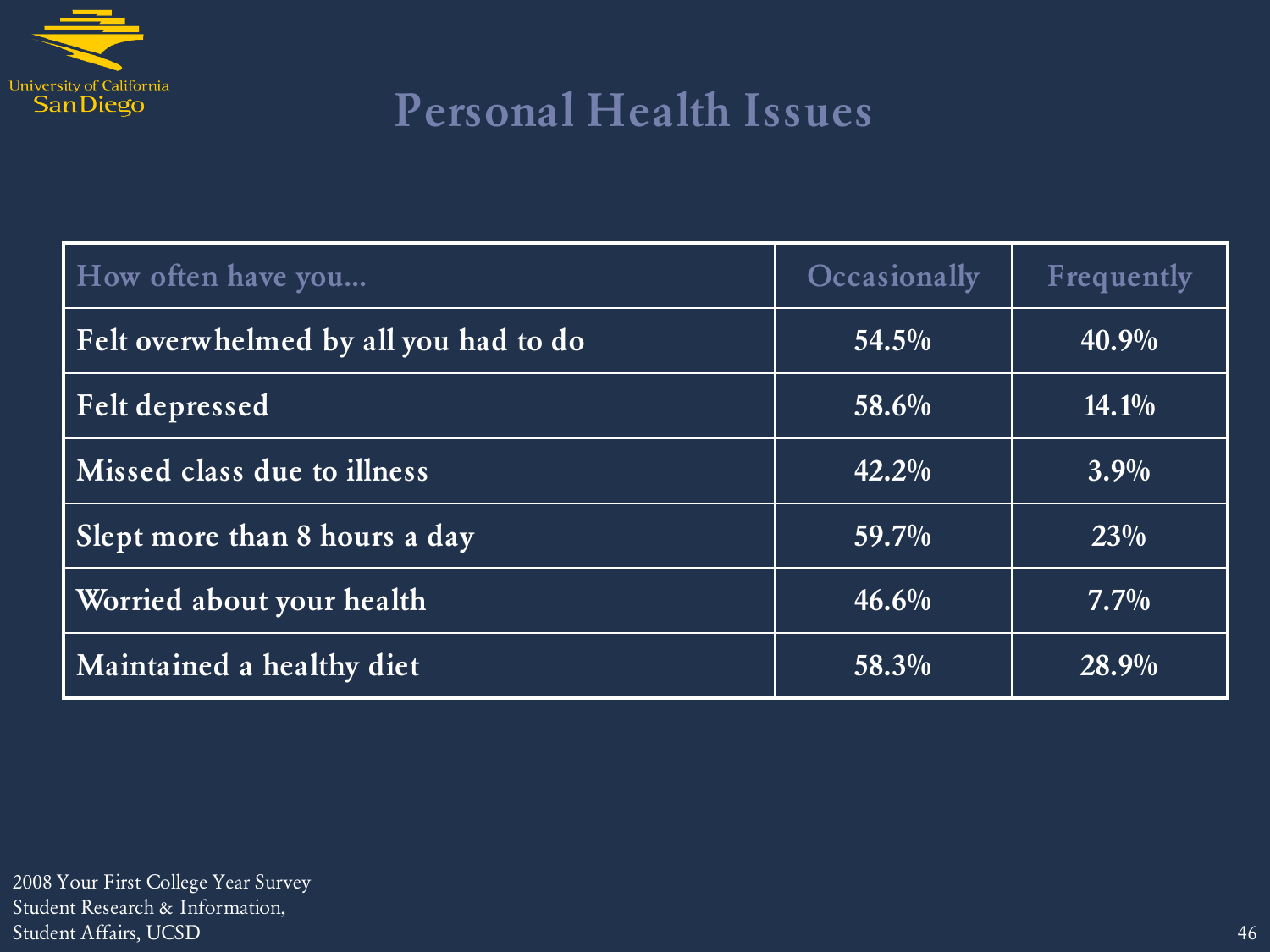# Personal Health Issues

| How often have you... | Occasionally | Frequently |
| --- | --- | --- |
| Felt overwhelmed by all you had to do | 54.5% | 40.9% |
| Felt depressed | 58.6% | 14.1% |
| Missed class due to illness | 42.2% | 3.9% |
| Slept more than 8 hours a day | 59.7% | 23% |
| Worried about your health | 46.6% | 7.7% |
| Maintained a healthy diet | 58.3% | 28.9% |

2008 Your First College Year Survey
Student Research & Information,
Student Affairs, UCSD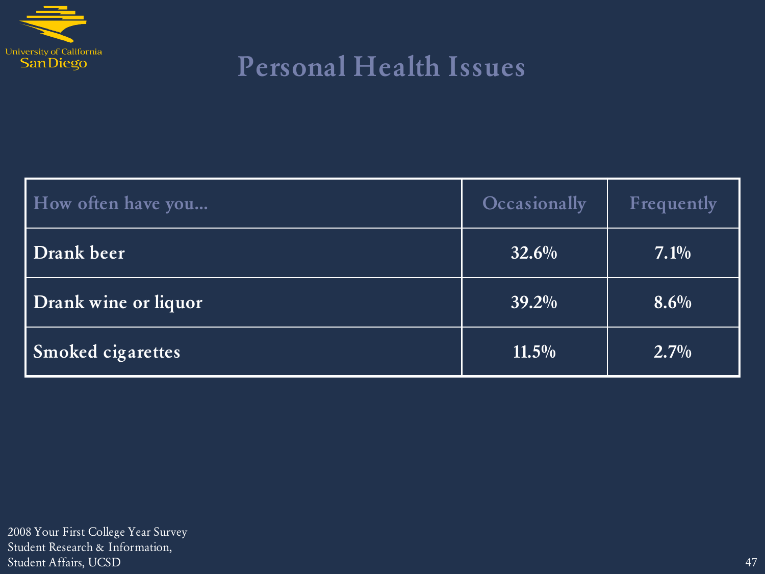# Personal Health Issues

| How often have you... | Occasionally | Frequently |
|---|---|---|
| **Drank beer** | **32.6%** | **7.1%** |
| **Drank wine or liquor** | **39.2%** | **8.6%** |
| **Smoked cigarettes** | **11.5%** | **2.7%** |

2008 Your First College Year Survey
Student Research & Information,
Student Affairs, UCSD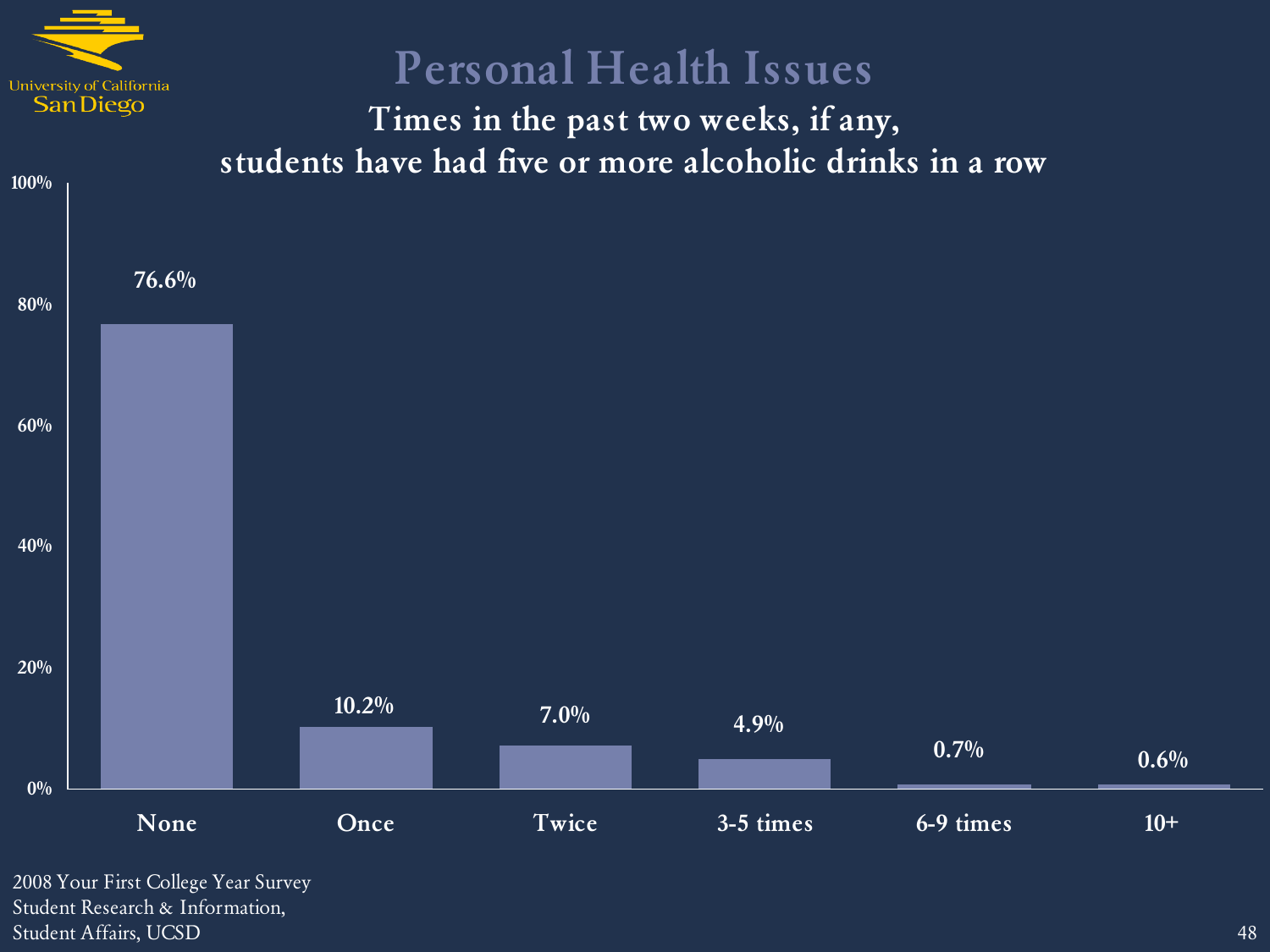# Personal Health Issues

## Times in the past two weeks, if any, students have had five or more alcoholic drinks in a row

| Times | Percent |
|---|---|
| None | 76.6% |
| Once | 10.2% |
| Twice | 7.0% |
| 3-5 times | 4.9% |
| 6-9 times | 0.7% |
| 10+ | 0.6% |

2008 Your First College Year Survey
Student Research & Information,
Student Affairs, UCSD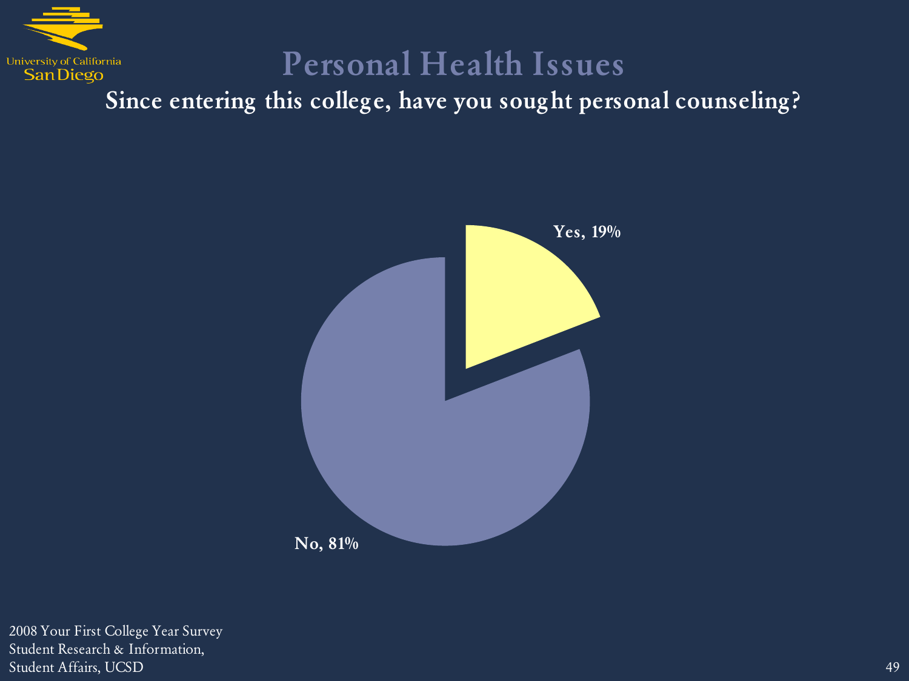# Personal Health Issues

**Since entering this college, have you sought personal counseling?**

Yes, 19%

No, 81%

2008 Your First College Year Survey
Student Research & Information,
Student Affairs, UCSD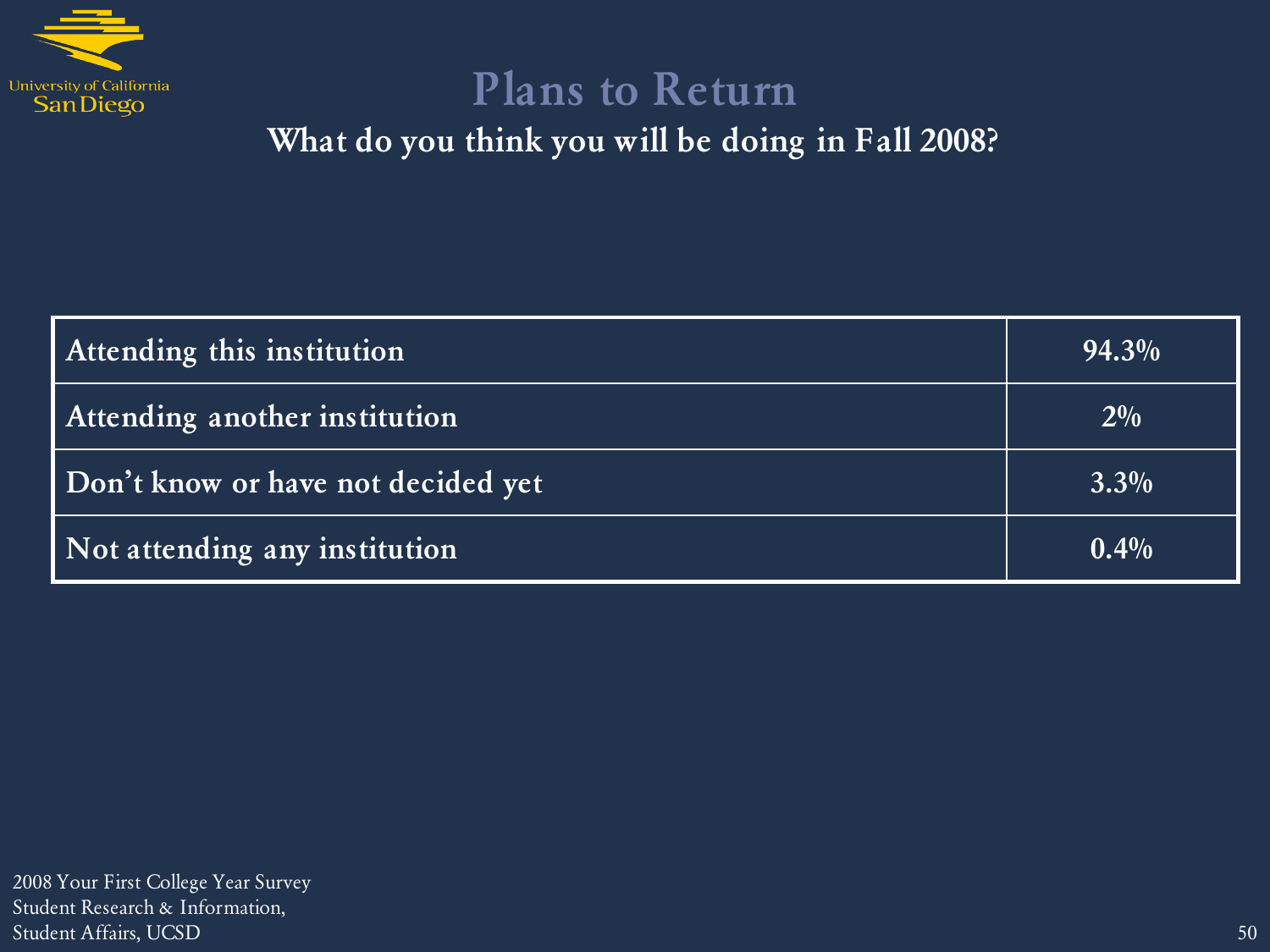# Plans to Return

**What do you think you will be doing in Fall 2008?**

| Response | Percent |
|---|---|
| Attending this institution | 94.3% |
| Attending another institution | 2% |
| Don't know or have not decided yet | 3.3% |
| Not attending any institution | 0.4% |

2008 Your First College Year Survey
Student Research & Information,
Student Affairs, UCSD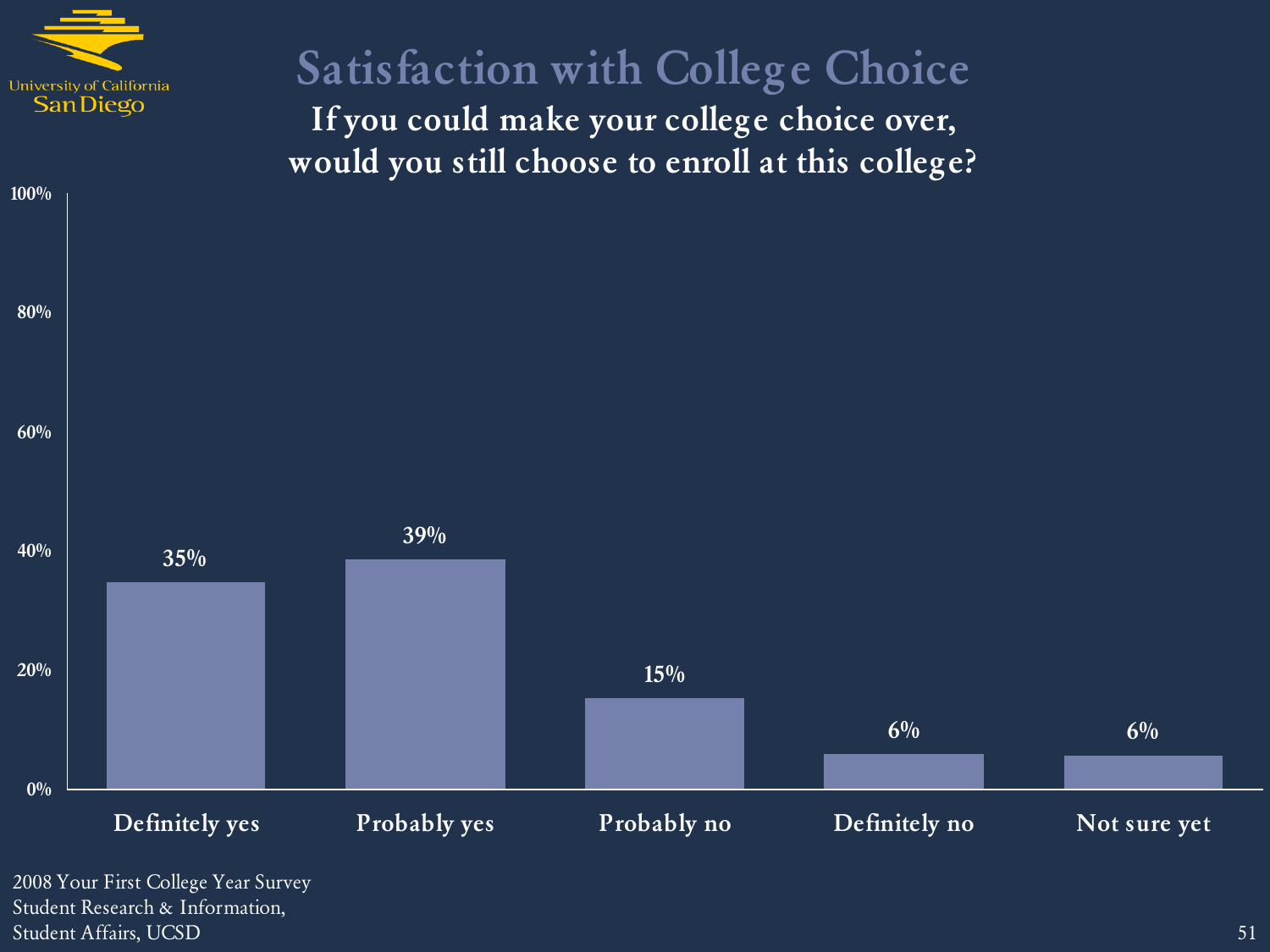# Satisfaction with College Choice

**If you could make your college choice over, would you still choose to enroll at this college?**

| Response | Percentage |
|---|---|
| Definitely yes | 35% |
| Probably yes | 39% |
| Probably no | 15% |
| Definitely no | 6% |
| Not sure yet | 6% |

2008 Your First College Year Survey
Student Research & Information,
Student Affairs, UCSD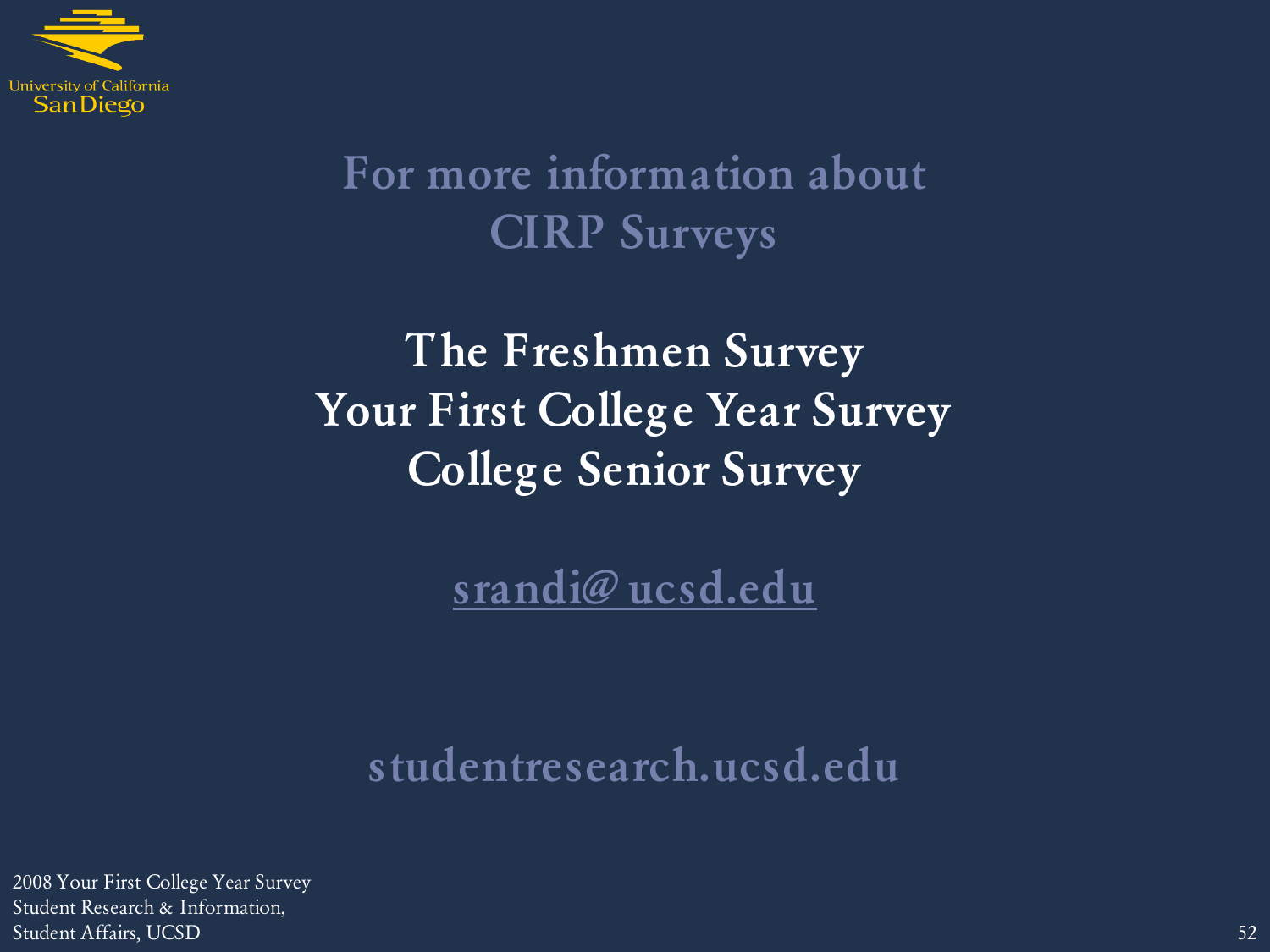# For more information about CIRP Surveys

**The Freshmen Survey**
**Your First College Year Survey**
**College Senior Survey**

**srandi@ucsd.edu**

**studentresearch.ucsd.edu**

2008 Your First College Year Survey
Student Research & Information,
Student Affairs, UCSD